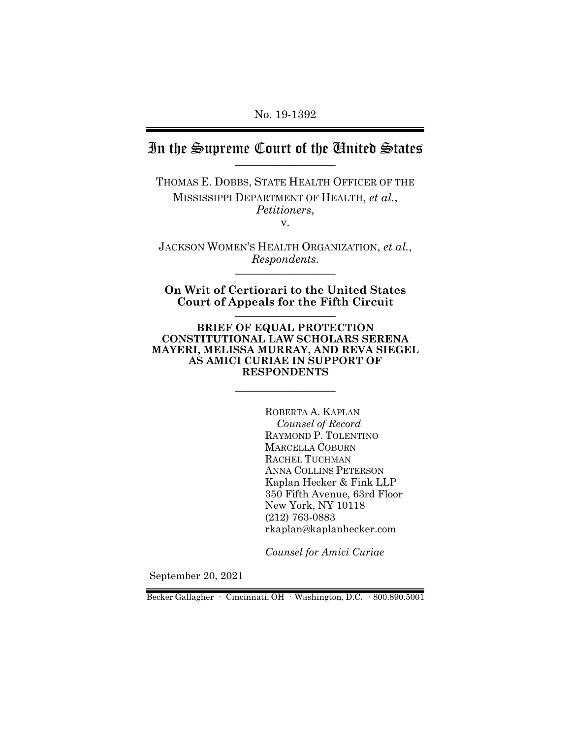No. 19-1392

# In the Supreme Court of the United States

---

THOMAS E. DOBBS, STATE HEALTH OFFICER OF THE MISSISSIPPI DEPARTMENT OF HEALTH, *et al.*,
*Petitioners*,

v.

JACKSON WOMEN'S HEALTH ORGANIZATION, *et al.*,
*Respondents.*

---

**On Writ of Certiorari to the United States Court of Appeals for the Fifth Circuit**

---

**BRIEF OF EQUAL PROTECTION CONSTITUTIONAL LAW SCHOLARS SERENA MAYERI, MELISSA MURRAY, AND REVA SIEGEL AS AMICI CURIAE IN SUPPORT OF RESPONDENTS**

---

ROBERTA A. KAPLAN
*Counsel of Record*
RAYMOND P. TOLENTINO
MARCELLA COBURN
RACHEL TUCHMAN
ANNA COLLINS PETERSON
Kaplan Hecker & Fink LLP
350 Fifth Avenue, 63rd Floor
New York, NY 10118
(212) 763-0883
rkaplan@kaplanhecker.com

*Counsel for Amici Curiae*

September 20, 2021

Becker Gallagher · Cincinnati, OH · Washington, D.C. · 800.890.5001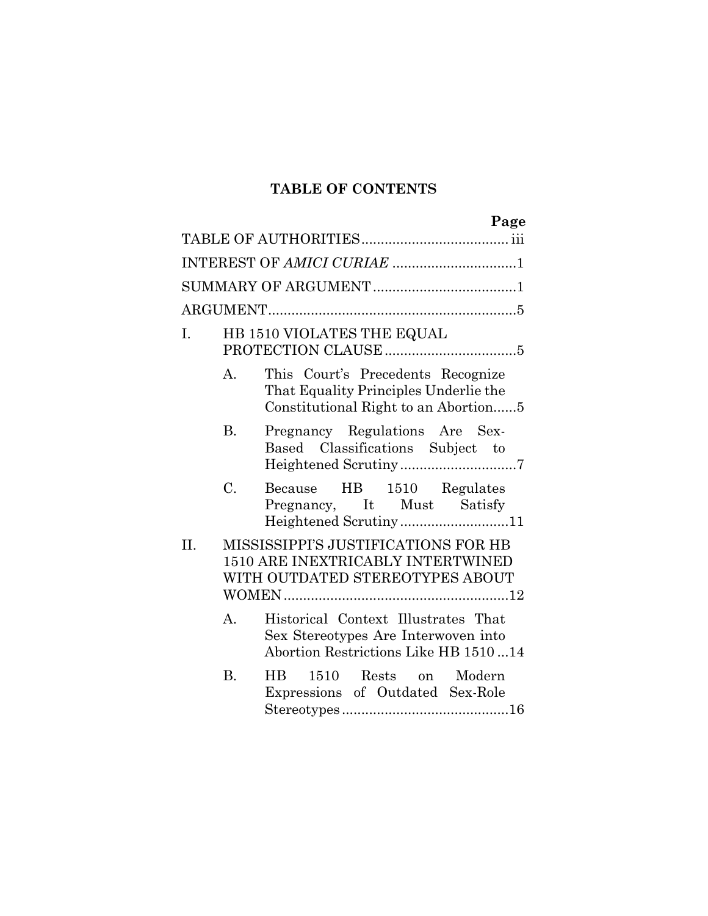## TABLE OF CONTENTS

| | Page |
|---|---|
| TABLE OF AUTHORITIES | iii |
| INTEREST OF *AMICI CURIAE* | 1 |
| SUMMARY OF ARGUMENT | 1 |
| ARGUMENT | 5 |
| I. HB 1510 VIOLATES THE EQUAL PROTECTION CLAUSE | 5 |
| A. This Court's Precedents Recognize That Equality Principles Underlie the Constitutional Right to an Abortion | 5 |
| B. Pregnancy Regulations Are Sex-Based Classifications Subject to Heightened Scrutiny | 7 |
| C. Because HB 1510 Regulates Pregnancy, It Must Satisfy Heightened Scrutiny | 11 |
| II. MISSISSIPPI'S JUSTIFICATIONS FOR HB 1510 ARE INEXTRICABLY INTERTWINED WITH OUTDATED STEREOTYPES ABOUT WOMEN | 12 |
| A. Historical Context Illustrates That Sex Stereotypes Are Interwoven into Abortion Restrictions Like HB 1510 | 14 |
| B. HB 1510 Rests on Modern Expressions of Outdated Sex-Role Stereotypes | 16 |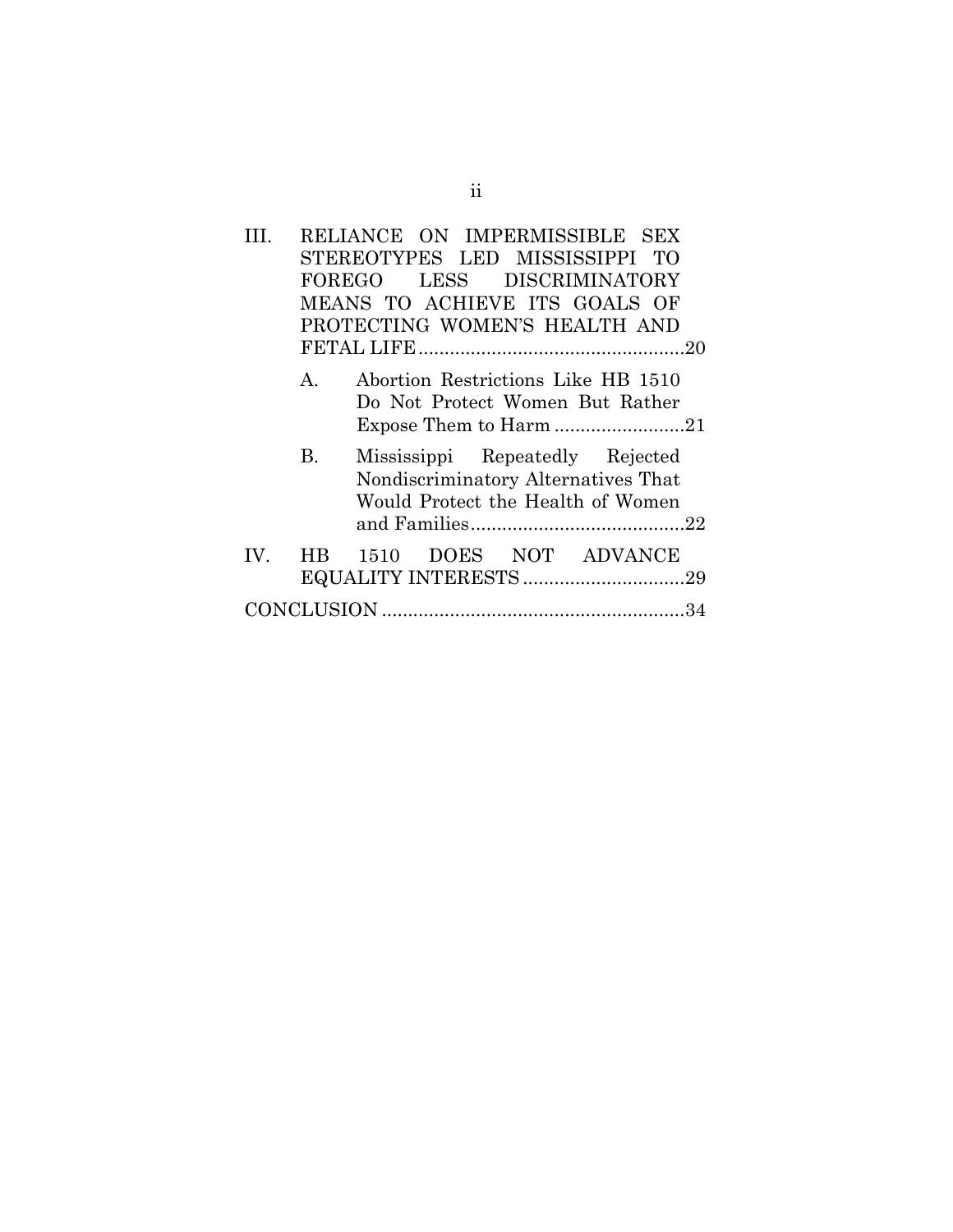III. RELIANCE ON IMPERMISSIBLE SEX STEREOTYPES LED MISSISSIPPI TO FOREGO LESS DISCRIMINATORY MEANS TO ACHIEVE ITS GOALS OF PROTECTING WOMEN'S HEALTH AND FETAL LIFE .................................................20

   A. Abortion Restrictions Like HB 1510 Do Not Protect Women But Rather Expose Them to Harm .........................21

   B. Mississippi Repeatedly Rejected Nondiscriminatory Alternatives That Would Protect the Health of Women and Families.........................................22

IV. HB 1510 DOES NOT ADVANCE EQUALITY INTERESTS ...............................29

CONCLUSION .........................................................34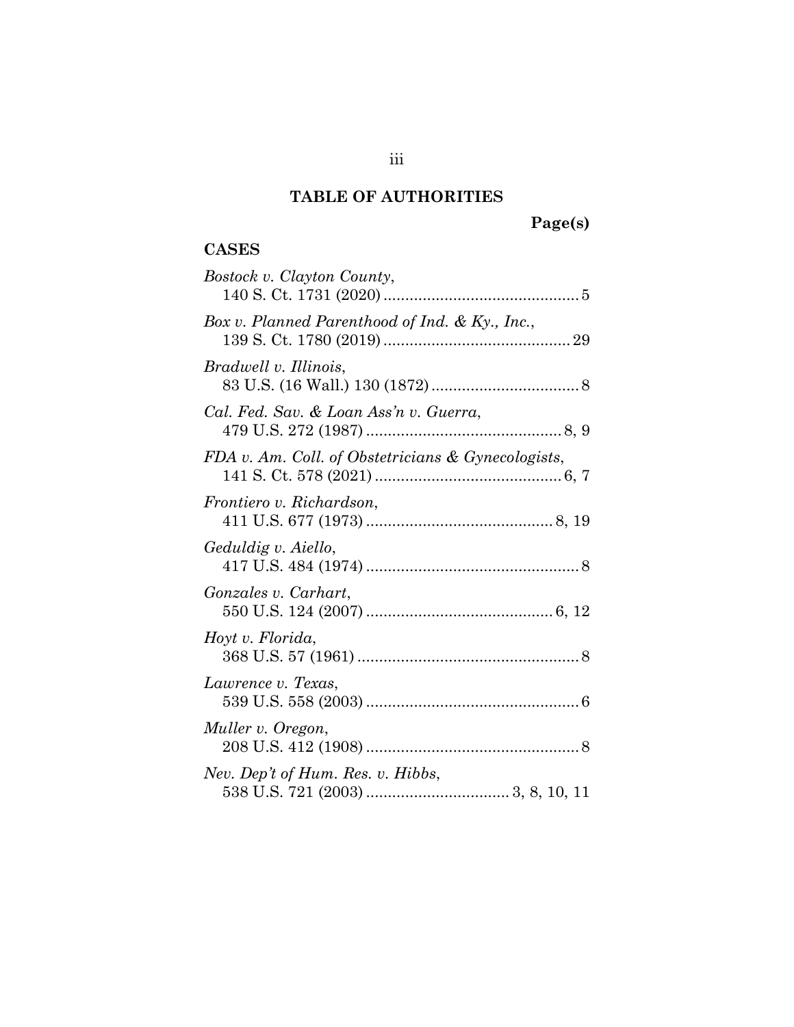## TABLE OF AUTHORITIES

**Page(s)**

**CASES**

*Bostock v. Clayton County*,
140 S. Ct. 1731 (2020) ............................................. 5

*Box v. Planned Parenthood of Ind. & Ky., Inc.*,
139 S. Ct. 1780 (2019) ........................................... 29

*Bradwell v. Illinois*,
83 U.S. (16 Wall.) 130 (1872) .................................. 8

*Cal. Fed. Sav. & Loan Ass'n v. Guerra*,
479 U.S. 272 (1987) ............................................. 8, 9

*FDA v. Am. Coll. of Obstetricians & Gynecologists*,
141 S. Ct. 578 (2021) ........................................... 6, 7

*Frontiero v. Richardson*,
411 U.S. 677 (1973) ........................................... 8, 19

*Geduldig v. Aiello*,
417 U.S. 484 (1974) ................................................. 8

*Gonzales v. Carhart*,
550 U.S. 124 (2007) ........................................... 6, 12

*Hoyt v. Florida*,
368 U.S. 57 (1961) ................................................... 8

*Lawrence v. Texas*,
539 U.S. 558 (2003) ................................................. 6

*Muller v. Oregon*,
208 U.S. 412 (1908) ................................................. 8

*Nev. Dep't of Hum. Res. v. Hibbs*,
538 U.S. 721 (2003) ................................. 3, 8, 10, 11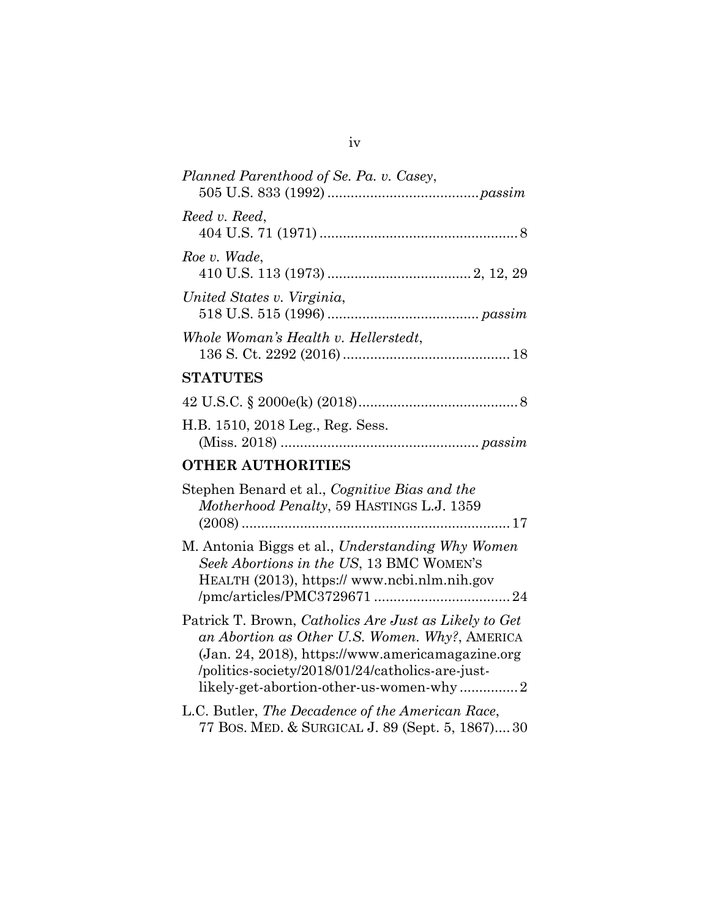*Planned Parenthood of Se. Pa. v. Casey*, 505 U.S. 833 (1992) ....................................... *passim*

*Reed v. Reed*, 404 U.S. 71 (1971) ................................................... 8

*Roe v. Wade*, 410 U.S. 113 (1973) ..................................... 2, 12, 29

*United States v. Virginia*, 518 U.S. 515 (1996) ....................................... *passim*

*Whole Woman's Health v. Hellerstedt*, 136 S. Ct. 2292 (2016) ........................................... 18

## STATUTES

42 U.S.C. § 2000e(k) (2018)......................................... 8

H.B. 1510, 2018 Leg., Reg. Sess. (Miss. 2018) ................................................... *passim*

## OTHER AUTHORITIES

Stephen Benard et al., *Cognitive Bias and the Motherhood Penalty*, 59 HASTINGS L.J. 1359 (2008) ..................................................................... 17

M. Antonia Biggs et al., *Understanding Why Women Seek Abortions in the US*, 13 BMC WOMEN'S HEALTH (2013), https:// www.ncbi.nlm.nih.gov /pmc/articles/PMC3729671 ................................... 24

Patrick T. Brown, *Catholics Are Just as Likely to Get an Abortion as Other U.S. Women. Why?*, AMERICA (Jan. 24, 2018), https://www.americamagazine.org /politics-society/2018/01/24/catholics-are-just-likely-get-abortion-other-us-women-why ............... 2

L.C. Butler, *The Decadence of the American Race*, 77 BOS. MED. & SURGICAL J. 89 (Sept. 5, 1867).... 30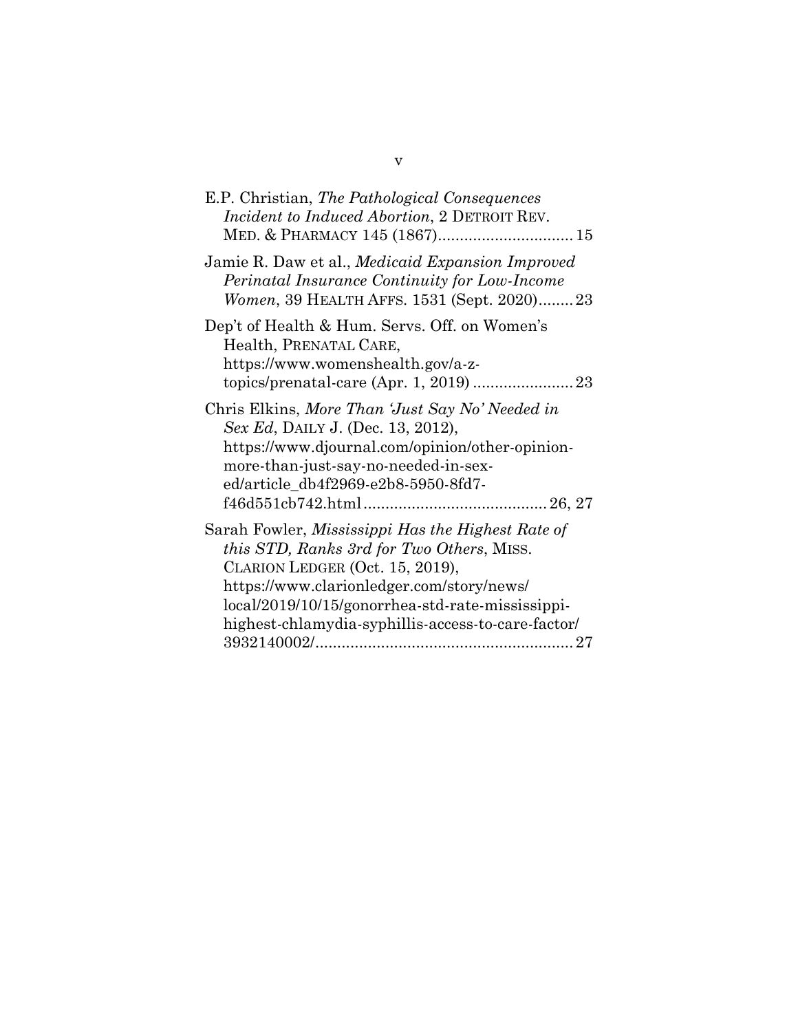E.P. Christian, *The Pathological Consequences Incident to Induced Abortion*, 2 DETROIT REV. MED. & PHARMACY 145 (1867)................................ 15

Jamie R. Daw et al., *Medicaid Expansion Improved Perinatal Insurance Continuity for Low-Income Women*, 39 HEALTH AFFS. 1531 (Sept. 2020)........ 23

Dep't of Health & Hum. Servs. Off. on Women's Health, PRENATAL CARE, https://www.womenshealth.gov/a-z-topics/prenatal-care (Apr. 1, 2019) ....................... 23

Chris Elkins, *More Than 'Just Say No' Needed in Sex Ed*, DAILY J. (Dec. 13, 2012), https://www.djournal.com/opinion/other-opinion-more-than-just-say-no-needed-in-sex-ed/article_db4f2969-e2b8-5950-8fd7-f46d551cb742.html.......................................... 26, 27

Sarah Fowler, *Mississippi Has the Highest Rate of this STD, Ranks 3rd for Two Others*, MISS. CLARION LEDGER (Oct. 15, 2019), https://www.clarionledger.com/story/news/local/2019/10/15/gonorrhea-std-rate-mississippi-highest-chlamydia-syphillis-access-to-care-factor/3932140002/........................................................... 27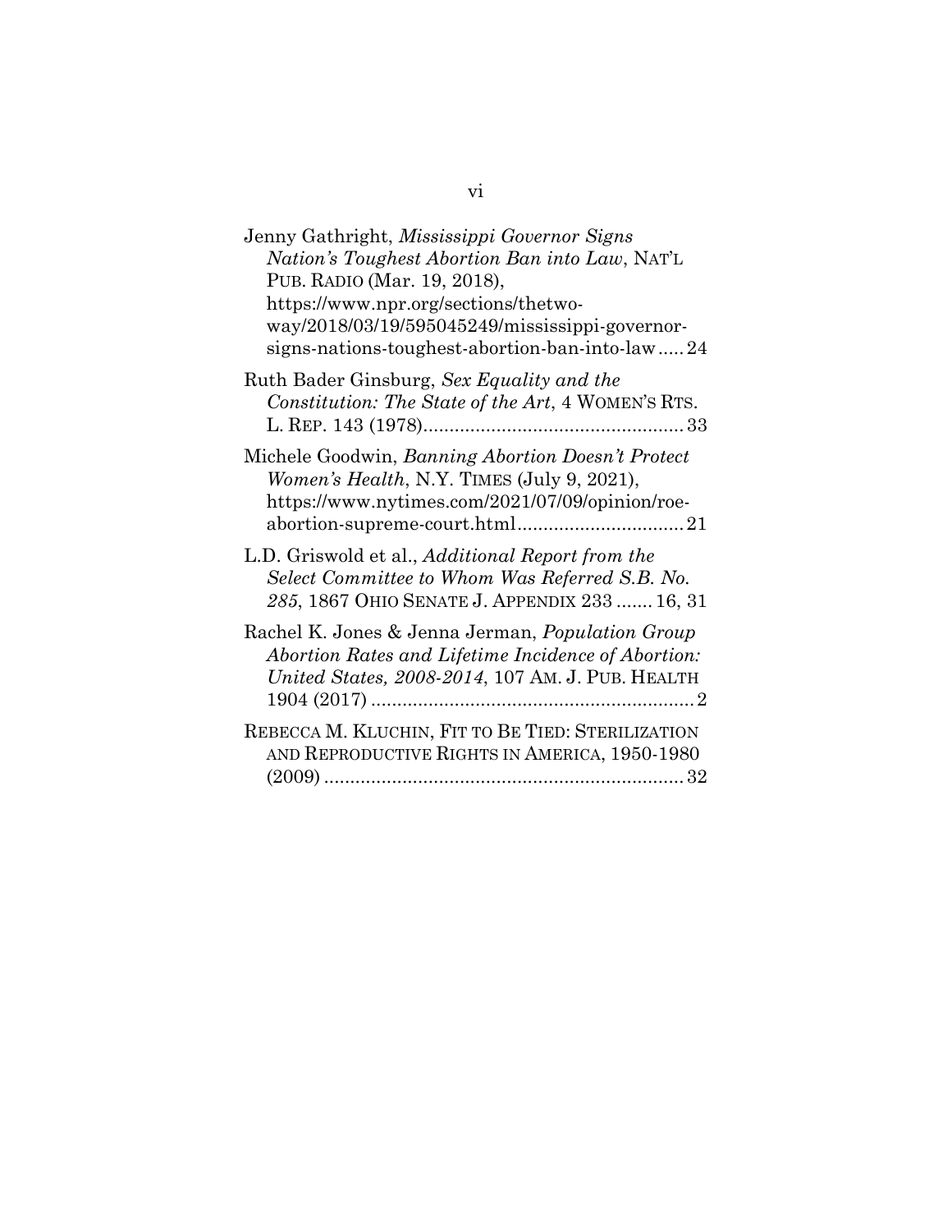Jenny Gathright, *Mississippi Governor Signs Nation's Toughest Abortion Ban into Law*, NAT'L PUB. RADIO (Mar. 19, 2018), https://www.npr.org/sections/thetwo-way/2018/03/19/595045249/mississippi-governor-signs-nations-toughest-abortion-ban-into-law ..... 24

Ruth Bader Ginsburg, *Sex Equality and the Constitution: The State of the Art*, 4 WOMEN'S RTS. L. REP. 143 (1978) .................................................. 33

Michele Goodwin, *Banning Abortion Doesn't Protect Women's Health*, N.Y. TIMES (July 9, 2021), https://www.nytimes.com/2021/07/09/opinion/roe-abortion-supreme-court.html ................................ 21

L.D. Griswold et al., *Additional Report from the Select Committee to Whom Was Referred S.B. No. 285*, 1867 OHIO SENATE J. APPENDIX 233 ....... 16, 31

Rachel K. Jones & Jenna Jerman, *Population Group Abortion Rates and Lifetime Incidence of Abortion: United States, 2008-2014*, 107 AM. J. PUB. HEALTH 1904 (2017) .............................................................. 2

REBECCA M. KLUCHIN, FIT TO BE TIED: STERILIZATION AND REPRODUCTIVE RIGHTS IN AMERICA, 1950-1980 (2009) ..................................................................... 32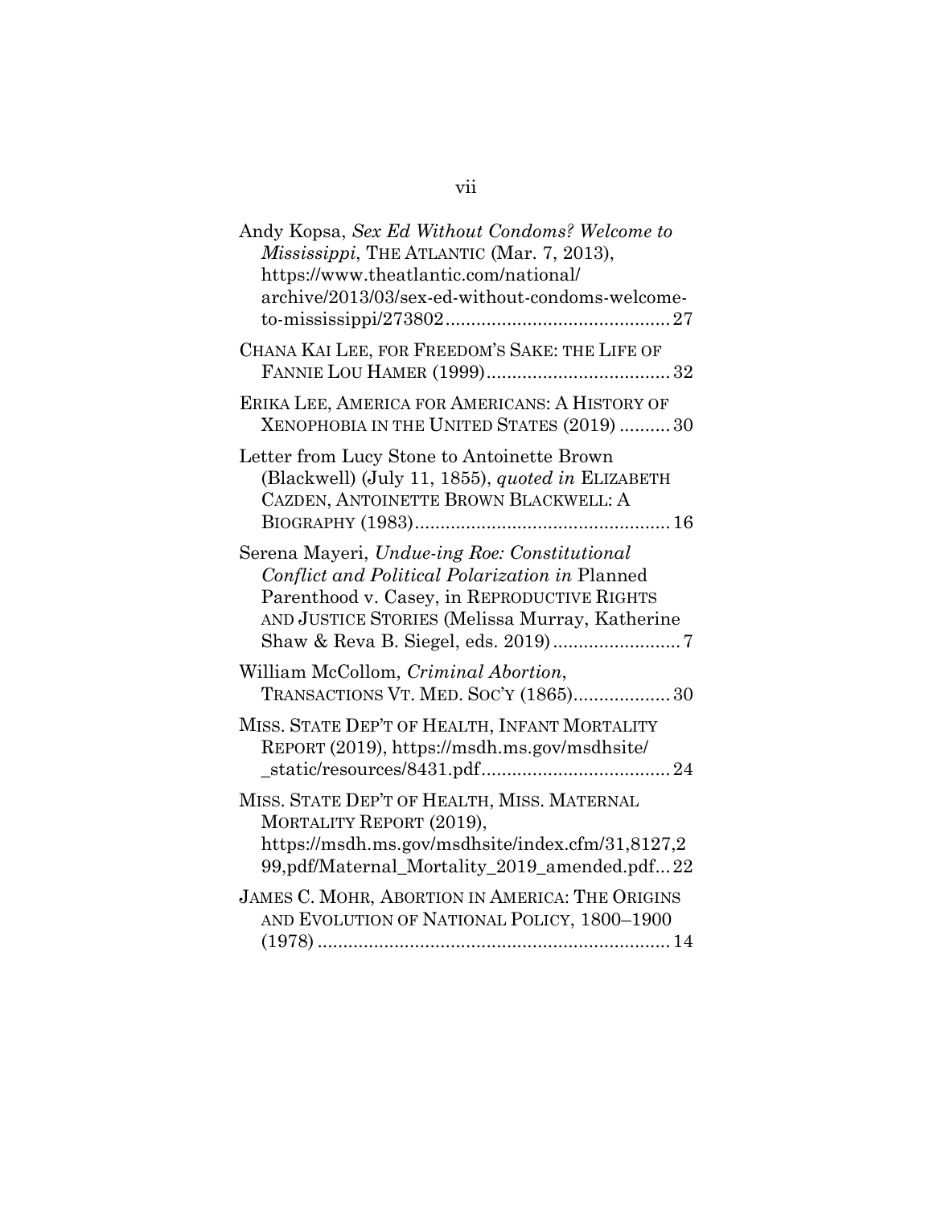Andy Kopsa, *Sex Ed Without Condoms? Welcome to Mississippi*, THE ATLANTIC (Mar. 7, 2013), https://www.theatlantic.com/national/archive/2013/03/sex-ed-without-condoms-welcome-to-mississippi/273802 ........................................... 27

CHANA KAI LEE, FOR FREEDOM'S SAKE: THE LIFE OF FANNIE LOU HAMER (1999) .................................... 32

ERIKA LEE, AMERICA FOR AMERICANS: A HISTORY OF XENOPHOBIA IN THE UNITED STATES (2019) .......... 30

Letter from Lucy Stone to Antoinette Brown (Blackwell) (July 11, 1855), *quoted in* ELIZABETH CAZDEN, ANTOINETTE BROWN BLACKWELL: A BIOGRAPHY (1983) ................................................ 16

Serena Mayeri, *Undue-ing Roe: Constitutional Conflict and Political Polarization in* Planned Parenthood v. Casey, in REPRODUCTIVE RIGHTS AND JUSTICE STORIES (Melissa Murray, Katherine Shaw & Reva B. Siegel, eds. 2019) ........................ 7

William McCollom, *Criminal Abortion*, TRANSACTIONS VT. MED. SOC'Y (1865) .................. 30

MISS. STATE DEP'T OF HEALTH, INFANT MORTALITY REPORT (2019), https://msdh.ms.gov/msdhsite/_static/resources/8431.pdf ..................................... 24

MISS. STATE DEP'T OF HEALTH, MISS. MATERNAL MORTALITY REPORT (2019), https://msdh.ms.gov/msdhsite/index.cfm/31,8127,299,pdf/Maternal_Mortality_2019_amended.pdf ... 22

JAMES C. MOHR, ABORTION IN AMERICA: THE ORIGINS AND EVOLUTION OF NATIONAL POLICY, 1800–1900 (1978) ..................................................................... 14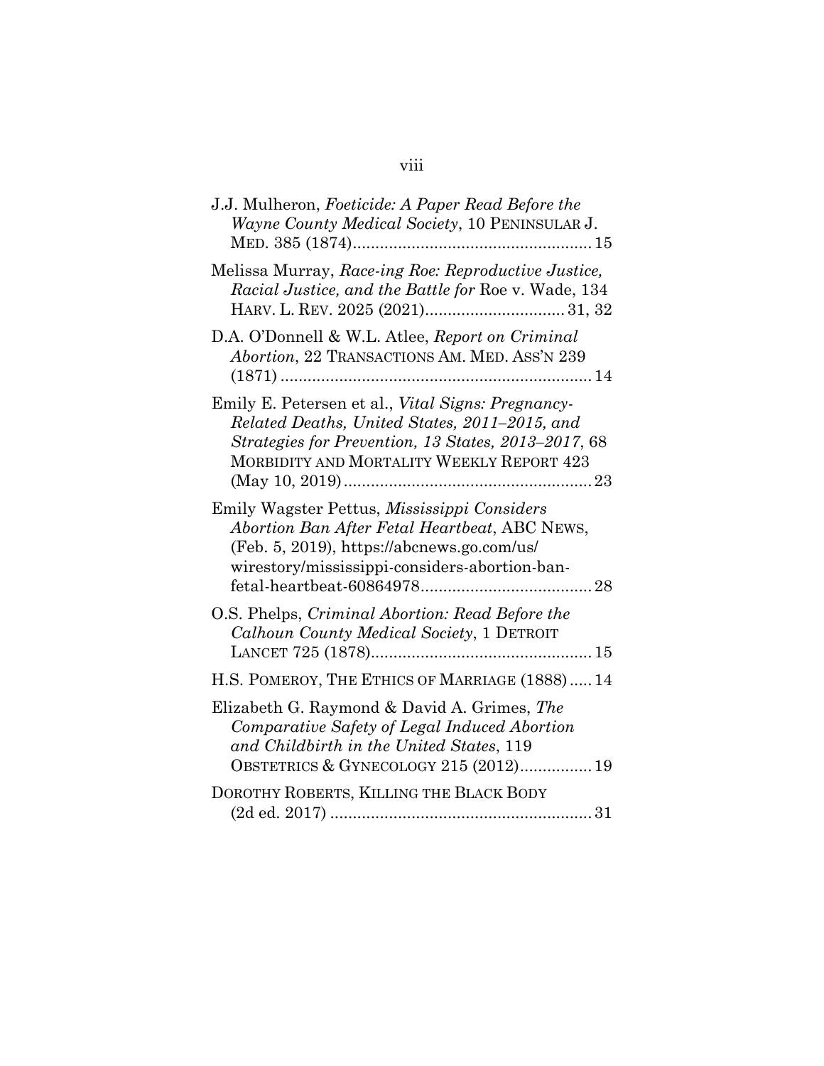J.J. Mulheron, *Foeticide: A Paper Read Before the Wayne County Medical Society*, 10 PENINSULAR J. MED. 385 (1874).................................................... 15

Melissa Murray, *Race-ing Roe: Reproductive Justice, Racial Justice, and the Battle for* Roe v. Wade, 134 HARV. L. REV. 2025 (2021).............................. 31, 32

D.A. O'Donnell & W.L. Atlee, *Report on Criminal Abortion*, 22 TRANSACTIONS AM. MED. ASS'N 239 (1871) .................................................................... 14

Emily E. Petersen et al., *Vital Signs: Pregnancy-Related Deaths, United States, 2011–2015, and Strategies for Prevention, 13 States, 2013–2017*, 68 MORBIDITY AND MORTALITY WEEKLY REPORT 423 (May 10, 2019) ...................................................... 23

Emily Wagster Pettus, *Mississippi Considers Abortion Ban After Fetal Heartbeat*, ABC NEWS, (Feb. 5, 2019), https://abcnews.go.com/us/wirestory/mississippi-considers-abortion-ban-fetal-heartbeat-60864978..................................... 28

O.S. Phelps, *Criminal Abortion: Read Before the Calhoun County Medical Society*, 1 DETROIT LANCET 725 (1878)................................................ 15

H.S. POMEROY, THE ETHICS OF MARRIAGE (1888) ..... 14

Elizabeth G. Raymond & David A. Grimes, *The Comparative Safety of Legal Induced Abortion and Childbirth in the United States*, 119 OBSTETRICS & GYNECOLOGY 215 (2012)................ 19

DOROTHY ROBERTS, KILLING THE BLACK BODY (2d ed. 2017) .......................................................... 31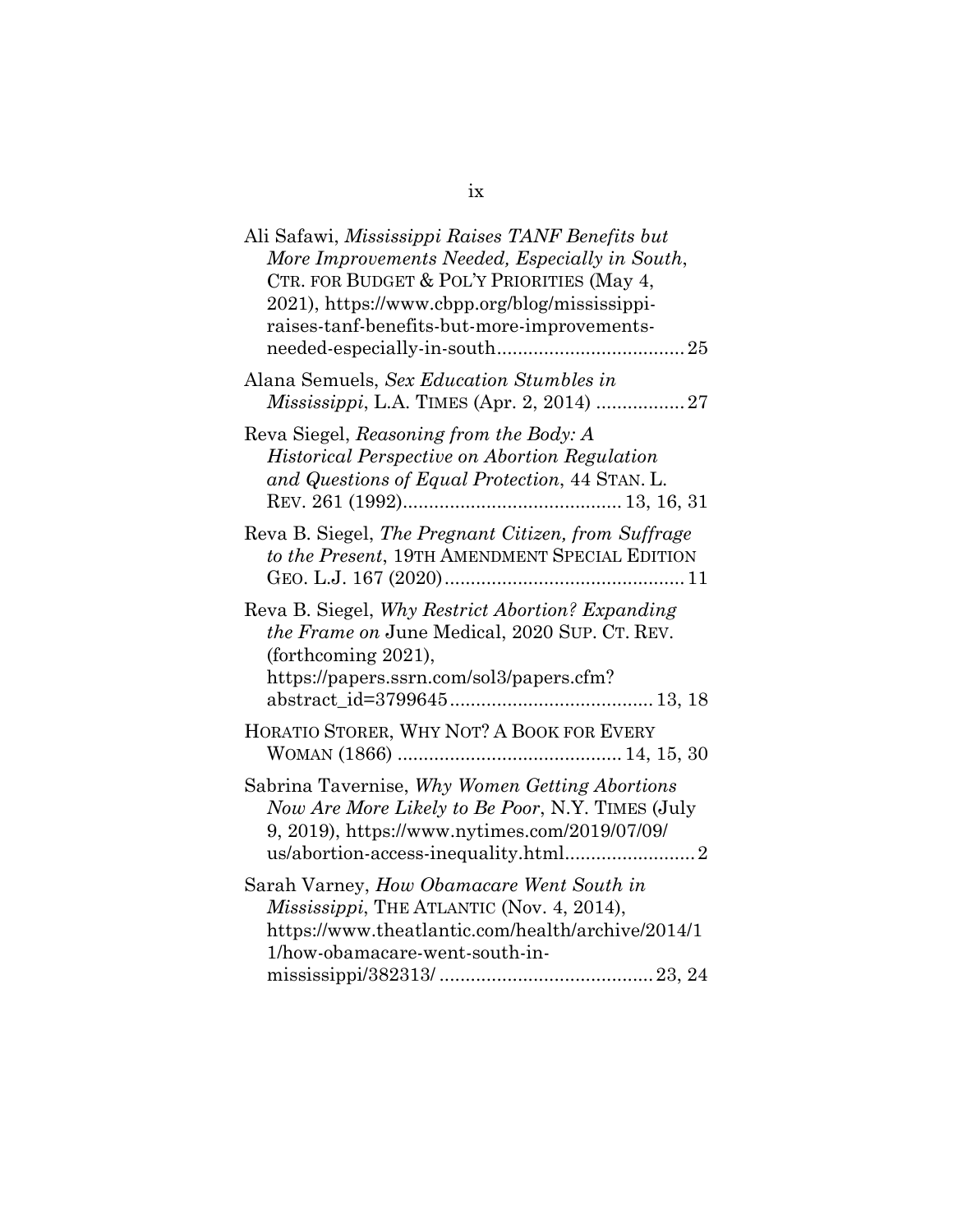Ali Safawi, *Mississippi Raises TANF Benefits but More Improvements Needed, Especially in South*, CTR. FOR BUDGET & POL'Y PRIORITIES (May 4, 2021), https://www.cbpp.org/blog/mississippi-raises-tanf-benefits-but-more-improvements-needed-especially-in-south.................................... 25

Alana Semuels, *Sex Education Stumbles in Mississippi*, L.A. TIMES (Apr. 2, 2014) ................. 27

Reva Siegel, *Reasoning from the Body: A Historical Perspective on Abortion Regulation and Questions of Equal Protection*, 44 STAN. L. REV. 261 (1992).......................................... 13, 16, 31

Reva B. Siegel, *The Pregnant Citizen, from Suffrage to the Present*, 19TH AMENDMENT SPECIAL EDITION GEO. L.J. 167 (2020)............................................. 11

Reva B. Siegel, *Why Restrict Abortion? Expanding the Frame on* June Medical, 2020 SUP. CT. REV. (forthcoming 2021), https://papers.ssrn.com/sol3/papers.cfm?abstract_id=3799645....................................... 13, 18

HORATIO STORER, WHY NOT? A BOOK FOR EVERY WOMAN (1866) ........................................... 14, 15, 30

Sabrina Tavernise, *Why Women Getting Abortions Now Are More Likely to Be Poor*, N.Y. TIMES (July 9, 2019), https://www.nytimes.com/2019/07/09/us/abortion-access-inequality.html......................... 2

Sarah Varney, *How Obamacare Went South in Mississippi*, THE ATLANTIC (Nov. 4, 2014), https://www.theatlantic.com/health/archive/2014/11/how-obamacare-went-south-in-mississippi/382313/ ......................................... 23, 24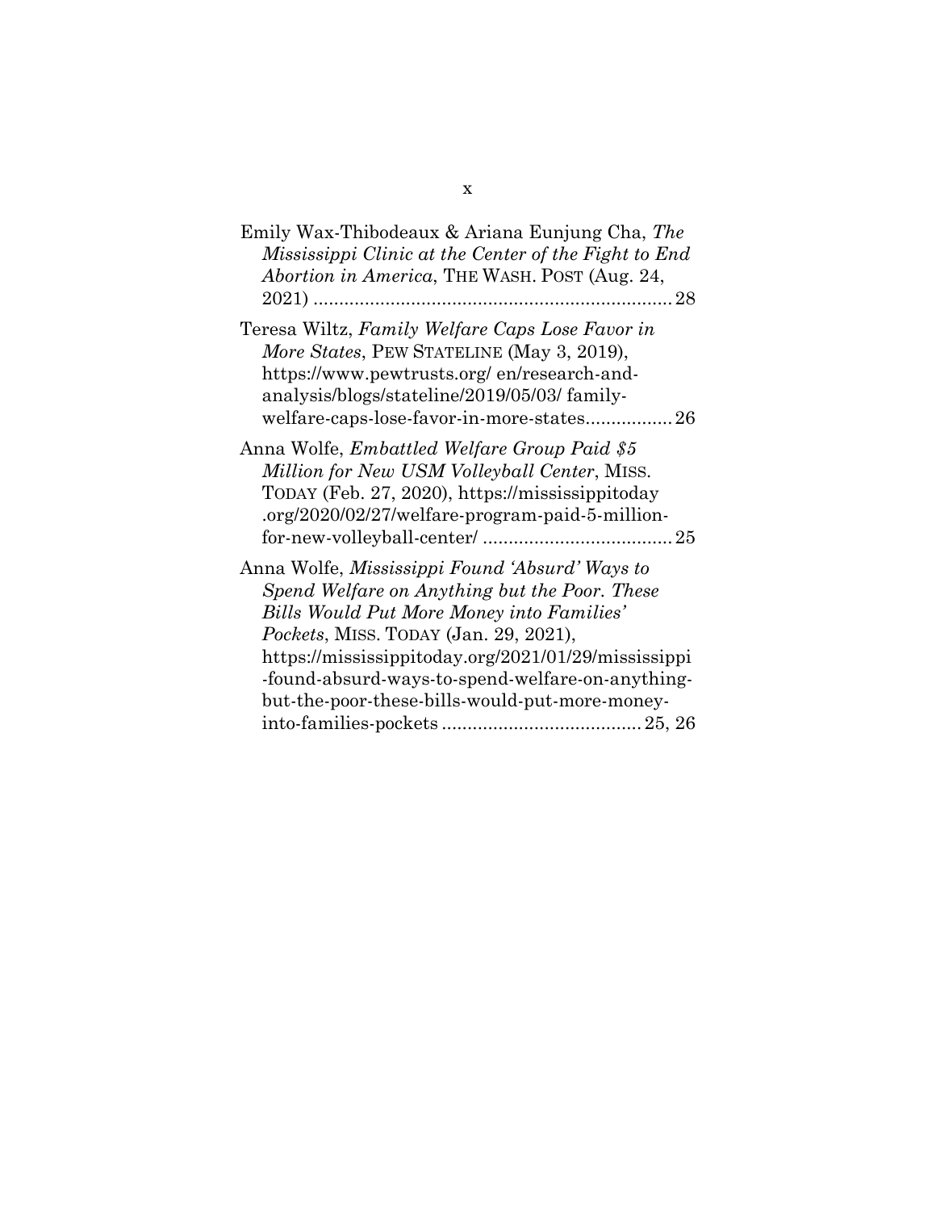Emily Wax-Thibodeaux & Ariana Eunjung Cha, *The Mississippi Clinic at the Center of the Fight to End Abortion in America*, THE WASH. POST (Aug. 24, 2021) ........................................................................ 28

Teresa Wiltz, *Family Welfare Caps Lose Favor in More States*, PEW STATELINE (May 3, 2019), https://www.pewtrusts.org/ en/research-and-analysis/blogs/stateline/2019/05/03/ family-welfare-caps-lose-favor-in-more-states................. 26

Anna Wolfe, *Embattled Welfare Group Paid $5 Million for New USM Volleyball Center*, MISS. TODAY (Feb. 27, 2020), https://mississippitoday .org/2020/02/27/welfare-program-paid-5-million-for-new-volleyball-center/ ..................................... 25

Anna Wolfe, *Mississippi Found 'Absurd' Ways to Spend Welfare on Anything but the Poor. These Bills Would Put More Money into Families' Pockets*, MISS. TODAY (Jan. 29, 2021), https://mississippitoday.org/2021/01/29/mississippi-found-absurd-ways-to-spend-welfare-on-anything-but-the-poor-these-bills-would-put-more-money-into-families-pockets ....................................... 25, 26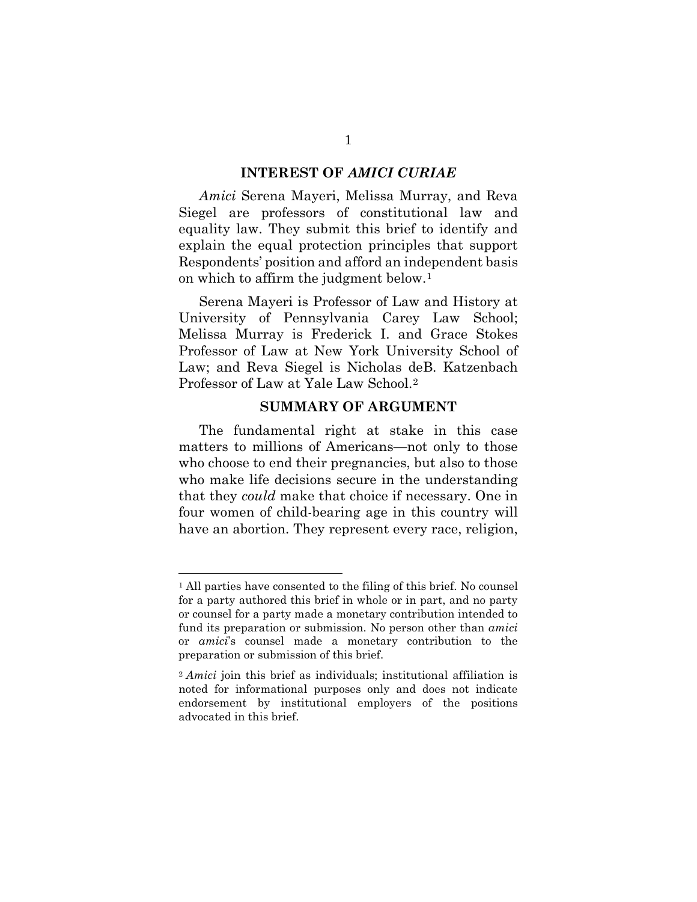## INTEREST OF *AMICI CURIAE*

*Amici* Serena Mayeri, Melissa Murray, and Reva Siegel are professors of constitutional law and equality law. They submit this brief to identify and explain the equal protection principles that support Respondents' position and afford an independent basis on which to affirm the judgment below.[1]

Serena Mayeri is Professor of Law and History at University of Pennsylvania Carey Law School; Melissa Murray is Frederick I. and Grace Stokes Professor of Law at New York University School of Law; and Reva Siegel is Nicholas deB. Katzenbach Professor of Law at Yale Law School.[2]

## SUMMARY OF ARGUMENT

The fundamental right at stake in this case matters to millions of Americans—not only to those who choose to end their pregnancies, but also to those who make life decisions secure in the understanding that they *could* make that choice if necessary. One in four women of child-bearing age in this country will have an abortion. They represent every race, religion,

---

[1] All parties have consented to the filing of this brief. No counsel for a party authored this brief in whole or in part, and no party or counsel for a party made a monetary contribution intended to fund its preparation or submission. No person other than *amici* or *amici*'s counsel made a monetary contribution to the preparation or submission of this brief.

[2] *Amici* join this brief as individuals; institutional affiliation is noted for informational purposes only and does not indicate endorsement by institutional employers of the positions advocated in this brief.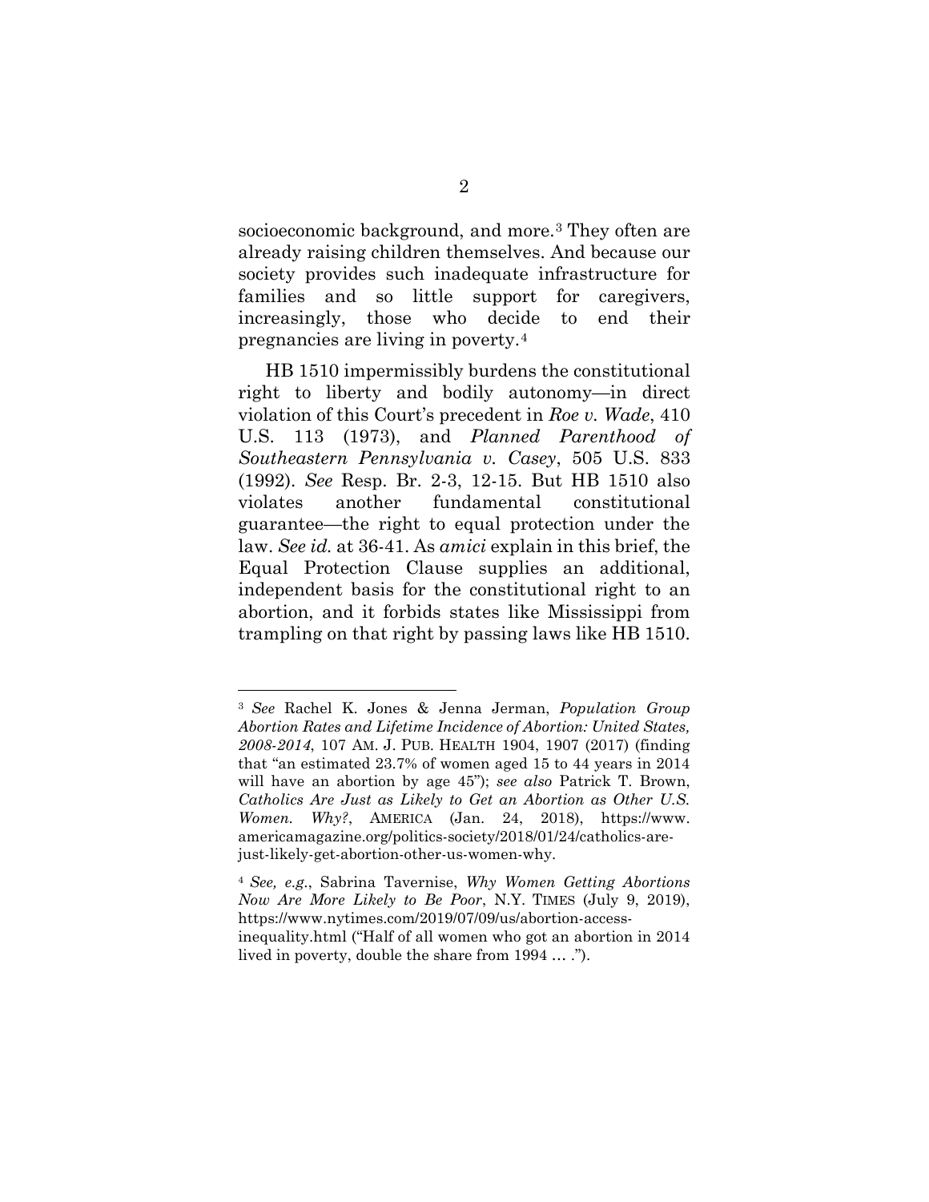socioeconomic background, and more.[3] They often are already raising children themselves. And because our society provides such inadequate infrastructure for families and so little support for caregivers, increasingly, those who decide to end their pregnancies are living in poverty.[4]

HB 1510 impermissibly burdens the constitutional right to liberty and bodily autonomy—in direct violation of this Court's precedent in *Roe v. Wade*, 410 U.S. 113 (1973), and *Planned Parenthood of Southeastern Pennsylvania v. Casey*, 505 U.S. 833 (1992). *See* Resp. Br. 2-3, 12-15. But HB 1510 also violates another fundamental constitutional guarantee—the right to equal protection under the law. *See id.* at 36-41. As *amici* explain in this brief, the Equal Protection Clause supplies an additional, independent basis for the constitutional right to an abortion, and it forbids states like Mississippi from trampling on that right by passing laws like HB 1510.

---

[3] *See* Rachel K. Jones & Jenna Jerman, *Population Group Abortion Rates and Lifetime Incidence of Abortion: United States, 2008-2014*, 107 AM. J. PUB. HEALTH 1904, 1907 (2017) (finding that "an estimated 23.7% of women aged 15 to 44 years in 2014 will have an abortion by age 45"); *see also* Patrick T. Brown, *Catholics Are Just as Likely to Get an Abortion as Other U.S. Women. Why?*, AMERICA (Jan. 24, 2018), https://www.americamagazine.org/politics-society/2018/01/24/catholics-are-just-likely-get-abortion-other-us-women-why.

[4] *See, e.g.*, Sabrina Tavernise, *Why Women Getting Abortions Now Are More Likely to Be Poor*, N.Y. TIMES (July 9, 2019), https://www.nytimes.com/2019/07/09/us/abortion-access-inequality.html ("Half of all women who got an abortion in 2014 lived in poverty, double the share from 1994 … .").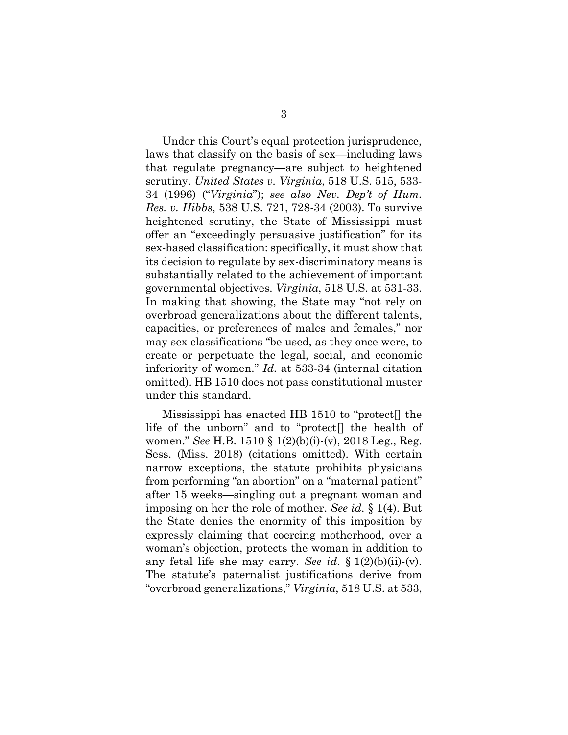Under this Court's equal protection jurisprudence, laws that classify on the basis of sex—including laws that regulate pregnancy—are subject to heightened scrutiny. *United States v. Virginia*, 518 U.S. 515, 533-34 (1996) ("*Virginia*"); *see also Nev. Dep't of Hum. Res. v. Hibbs*, 538 U.S. 721, 728-34 (2003). To survive heightened scrutiny, the State of Mississippi must offer an "exceedingly persuasive justification" for its sex-based classification: specifically, it must show that its decision to regulate by sex-discriminatory means is substantially related to the achievement of important governmental objectives. *Virginia*, 518 U.S. at 531-33. In making that showing, the State may "not rely on overbroad generalizations about the different talents, capacities, or preferences of males and females," nor may sex classifications "be used, as they once were, to create or perpetuate the legal, social, and economic inferiority of women." *Id.* at 533-34 (internal citation omitted). HB 1510 does not pass constitutional muster under this standard.

Mississippi has enacted HB 1510 to "protect[] the life of the unborn" and to "protect[] the health of women." *See* H.B. 1510 § 1(2)(b)(i)-(v), 2018 Leg., Reg. Sess. (Miss. 2018) (citations omitted). With certain narrow exceptions, the statute prohibits physicians from performing "an abortion" on a "maternal patient" after 15 weeks—singling out a pregnant woman and imposing on her the role of mother. *See id.* § 1(4). But the State denies the enormity of this imposition by expressly claiming that coercing motherhood, over a woman's objection, protects the woman in addition to any fetal life she may carry. *See id.* § 1(2)(b)(ii)-(v). The statute's paternalist justifications derive from "overbroad generalizations," *Virginia*, 518 U.S. at 533,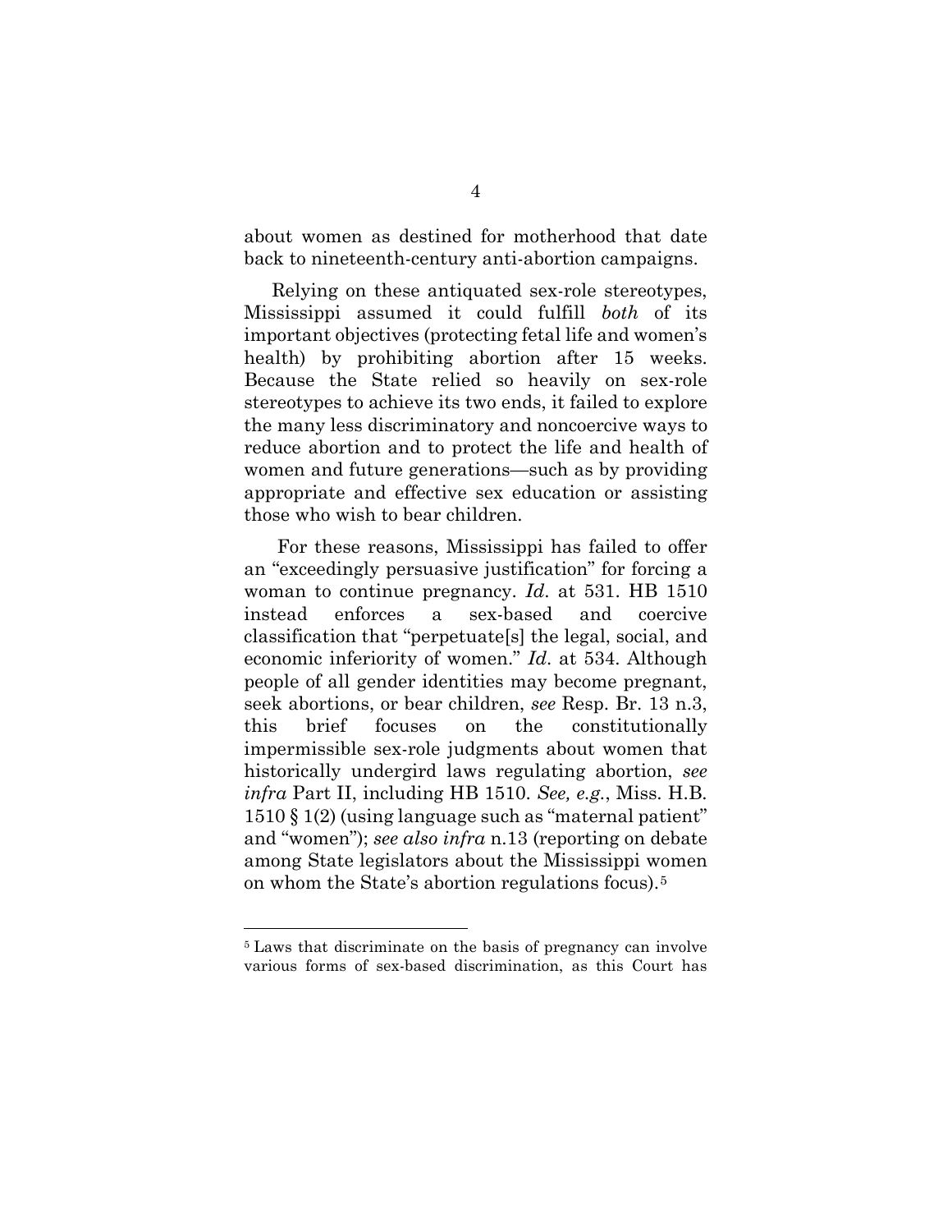about women as destined for motherhood that date back to nineteenth-century anti-abortion campaigns.

Relying on these antiquated sex-role stereotypes, Mississippi assumed it could fulfill *both* of its important objectives (protecting fetal life and women's health) by prohibiting abortion after 15 weeks. Because the State relied so heavily on sex-role stereotypes to achieve its two ends, it failed to explore the many less discriminatory and noncoercive ways to reduce abortion and to protect the life and health of women and future generations—such as by providing appropriate and effective sex education or assisting those who wish to bear children.

For these reasons, Mississippi has failed to offer an "exceedingly persuasive justification" for forcing a woman to continue pregnancy. *Id.* at 531. HB 1510 instead enforces a sex-based and coercive classification that "perpetuate[s] the legal, social, and economic inferiority of women." *Id.* at 534. Although people of all gender identities may become pregnant, seek abortions, or bear children, *see* Resp. Br. 13 n.3, this brief focuses on the constitutionally impermissible sex-role judgments about women that historically undergird laws regulating abortion, *see infra* Part II, including HB 1510. *See, e.g.*, Miss. H.B. 1510 § 1(2) (using language such as "maternal patient" and "women"); *see also infra* n.13 (reporting on debate among State legislators about the Mississippi women on whom the State's abortion regulations focus).[5]

[5] Laws that discriminate on the basis of pregnancy can involve various forms of sex-based discrimination, as this Court has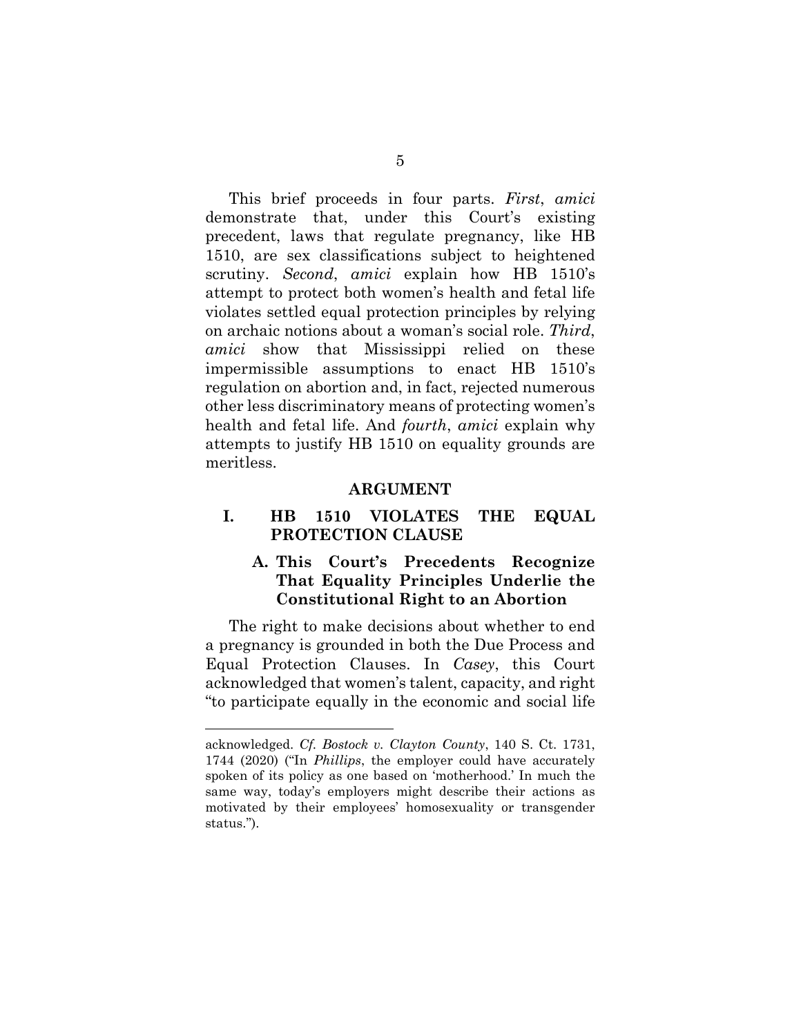This brief proceeds in four parts. *First*, *amici* demonstrate that, under this Court's existing precedent, laws that regulate pregnancy, like HB 1510, are sex classifications subject to heightened scrutiny. *Second*, *amici* explain how HB 1510's attempt to protect both women's health and fetal life violates settled equal protection principles by relying on archaic notions about a woman's social role. *Third*, *amici* show that Mississippi relied on these impermissible assumptions to enact HB 1510's regulation on abortion and, in fact, rejected numerous other less discriminatory means of protecting women's health and fetal life. And *fourth*, *amici* explain why attempts to justify HB 1510 on equality grounds are meritless.

## ARGUMENT

### I. HB 1510 VIOLATES THE EQUAL PROTECTION CLAUSE

#### A. This Court's Precedents Recognize That Equality Principles Underlie the Constitutional Right to an Abortion

The right to make decisions about whether to end a pregnancy is grounded in both the Due Process and Equal Protection Clauses. In *Casey*, this Court acknowledged that women's talent, capacity, and right "to participate equally in the economic and social life

---

acknowledged. *Cf. Bostock v. Clayton County*, 140 S. Ct. 1731, 1744 (2020) ("In *Phillips*, the employer could have accurately spoken of its policy as one based on 'motherhood.' In much the same way, today's employers might describe their actions as motivated by their employees' homosexuality or transgender status.").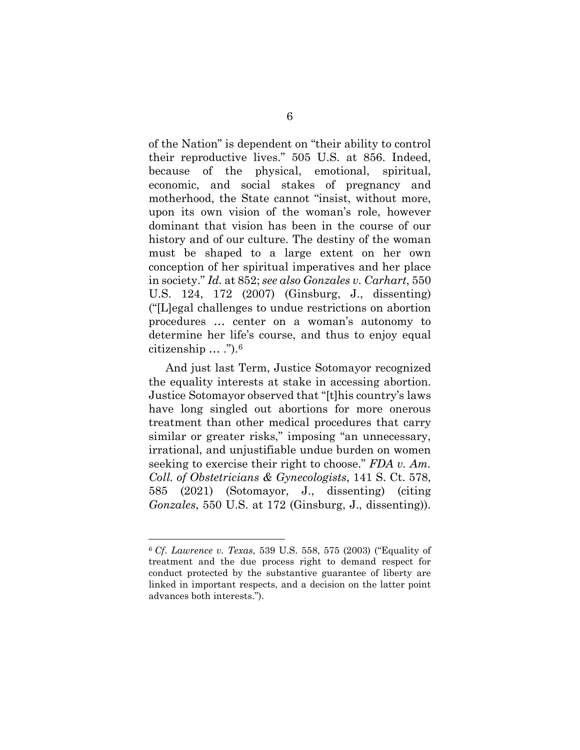of the Nation" is dependent on "their ability to control their reproductive lives." 505 U.S. at 856. Indeed, because of the physical, emotional, spiritual, economic, and social stakes of pregnancy and motherhood, the State cannot "insist, without more, upon its own vision of the woman's role, however dominant that vision has been in the course of our history and of our culture. The destiny of the woman must be shaped to a large extent on her own conception of her spiritual imperatives and her place in society." *Id.* at 852; *see also Gonzales v. Carhart*, 550 U.S. 124, 172 (2007) (Ginsburg, J., dissenting) ("[L]egal challenges to undue restrictions on abortion procedures … center on a woman's autonomy to determine her life's course, and thus to enjoy equal citizenship … .").[6]

And just last Term, Justice Sotomayor recognized the equality interests at stake in accessing abortion. Justice Sotomayor observed that "[t]his country's laws have long singled out abortions for more onerous treatment than other medical procedures that carry similar or greater risks," imposing "an unnecessary, irrational, and unjustifiable undue burden on women seeking to exercise their right to choose." *FDA v. Am. Coll. of Obstetricians & Gynecologists*, 141 S. Ct. 578, 585 (2021) (Sotomayor, J., dissenting) (citing *Gonzales*, 550 U.S. at 172 (Ginsburg, J., dissenting)).

---

[6] *Cf. Lawrence v. Texas*, 539 U.S. 558, 575 (2003) ("Equality of treatment and the due process right to demand respect for conduct protected by the substantive guarantee of liberty are linked in important respects, and a decision on the latter point advances both interests.").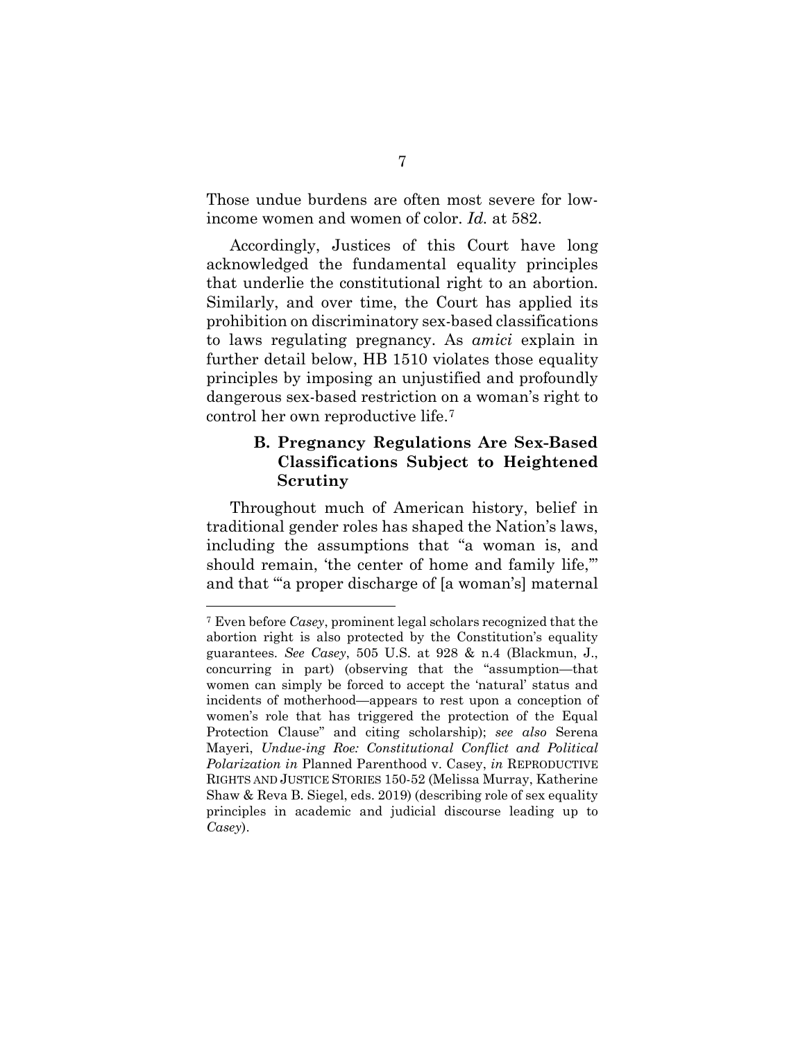Those undue burdens are often most severe for low-income women and women of color. *Id.* at 582.

Accordingly, Justices of this Court have long acknowledged the fundamental equality principles that underlie the constitutional right to an abortion. Similarly, and over time, the Court has applied its prohibition on discriminatory sex-based classifications to laws regulating pregnancy. As *amici* explain in further detail below, HB 1510 violates those equality principles by imposing an unjustified and profoundly dangerous sex-based restriction on a woman's right to control her own reproductive life.[7]

### B. Pregnancy Regulations Are Sex-Based Classifications Subject to Heightened Scrutiny

Throughout much of American history, belief in traditional gender roles has shaped the Nation's laws, including the assumptions that "a woman is, and should remain, 'the center of home and family life,'" and that "'a proper discharge of [a woman's] maternal

---

[7] Even before *Casey*, prominent legal scholars recognized that the abortion right is also protected by the Constitution's equality guarantees. *See Casey*, 505 U.S. at 928 & n.4 (Blackmun, J., concurring in part) (observing that the "assumption—that women can simply be forced to accept the 'natural' status and incidents of motherhood—appears to rest upon a conception of women's role that has triggered the protection of the Equal Protection Clause" and citing scholarship); *see also* Serena Mayeri, *Undue-ing Roe: Constitutional Conflict and Political Polarization in* Planned Parenthood v. Casey, *in* REPRODUCTIVE RIGHTS AND JUSTICE STORIES 150-52 (Melissa Murray, Katherine Shaw & Reva B. Siegel, eds. 2019) (describing role of sex equality principles in academic and judicial discourse leading up to *Casey*).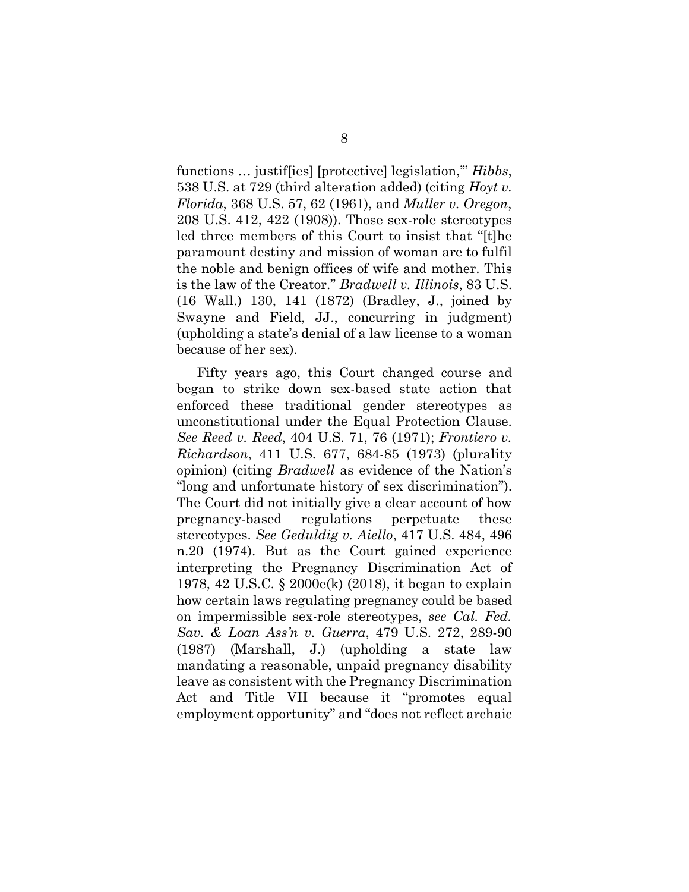functions … justif[ies] [protective] legislation,'" *Hibbs*, 538 U.S. at 729 (third alteration added) (citing *Hoyt v. Florida*, 368 U.S. 57, 62 (1961), and *Muller v. Oregon*, 208 U.S. 412, 422 (1908)). Those sex-role stereotypes led three members of this Court to insist that "[t]he paramount destiny and mission of woman are to fulfil the noble and benign offices of wife and mother. This is the law of the Creator." *Bradwell v. Illinois*, 83 U.S. (16 Wall.) 130, 141 (1872) (Bradley, J., joined by Swayne and Field, JJ., concurring in judgment) (upholding a state's denial of a law license to a woman because of her sex).

Fifty years ago, this Court changed course and began to strike down sex-based state action that enforced these traditional gender stereotypes as unconstitutional under the Equal Protection Clause. *See Reed v. Reed*, 404 U.S. 71, 76 (1971); *Frontiero v. Richardson*, 411 U.S. 677, 684-85 (1973) (plurality opinion) (citing *Bradwell* as evidence of the Nation's "long and unfortunate history of sex discrimination"). The Court did not initially give a clear account of how pregnancy-based regulations perpetuate these stereotypes. *See Geduldig v. Aiello*, 417 U.S. 484, 496 n.20 (1974). But as the Court gained experience interpreting the Pregnancy Discrimination Act of 1978, 42 U.S.C. § 2000e(k) (2018), it began to explain how certain laws regulating pregnancy could be based on impermissible sex-role stereotypes, *see Cal. Fed. Sav. & Loan Ass'n v. Guerra*, 479 U.S. 272, 289-90 (1987) (Marshall, J.) (upholding a state law mandating a reasonable, unpaid pregnancy disability leave as consistent with the Pregnancy Discrimination Act and Title VII because it "promotes equal employment opportunity" and "does not reflect archaic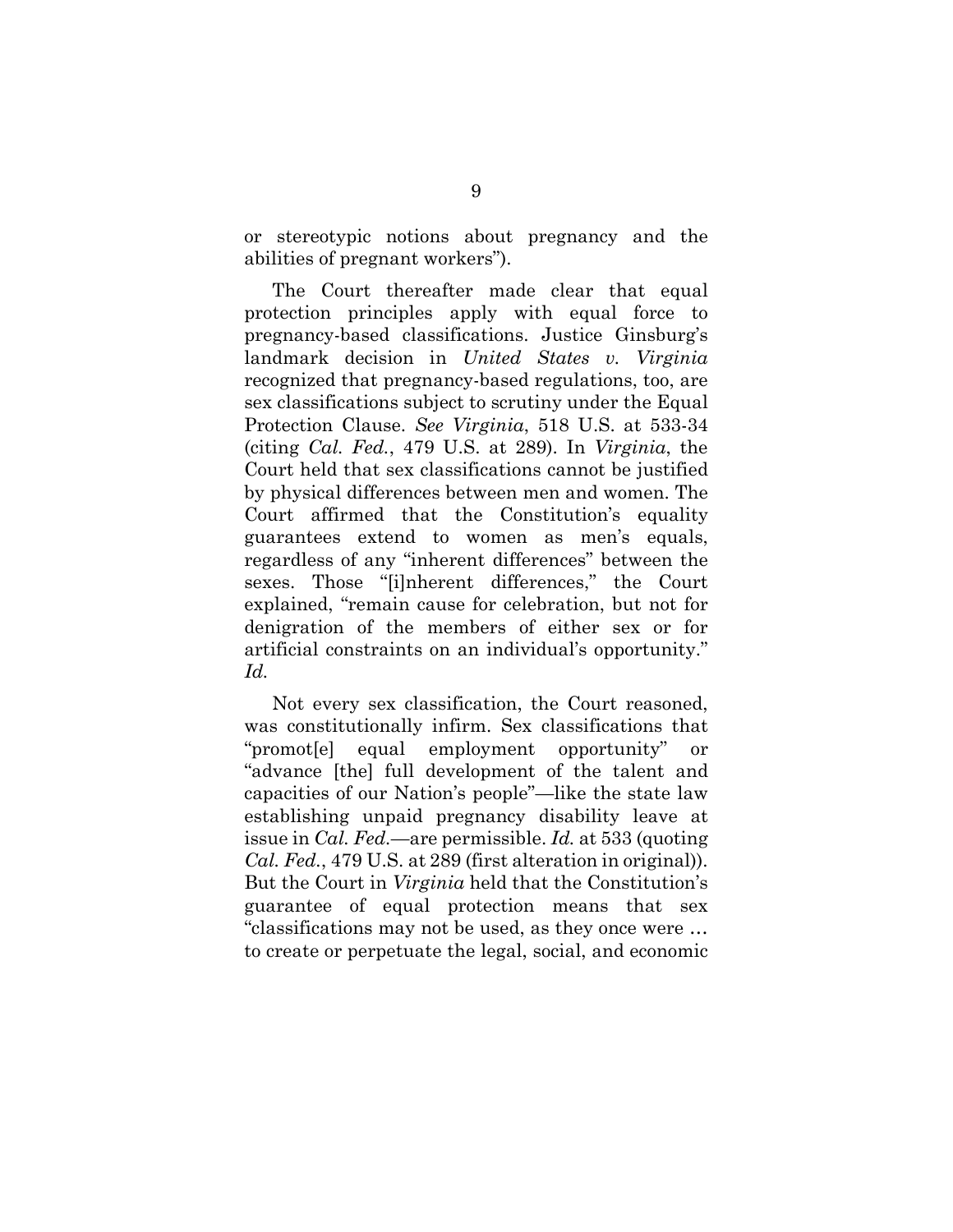or stereotypic notions about pregnancy and the abilities of pregnant workers").

The Court thereafter made clear that equal protection principles apply with equal force to pregnancy-based classifications. Justice Ginsburg's landmark decision in *United States v. Virginia* recognized that pregnancy-based regulations, too, are sex classifications subject to scrutiny under the Equal Protection Clause. *See Virginia*, 518 U.S. at 533-34 (citing *Cal. Fed.*, 479 U.S. at 289). In *Virginia*, the Court held that sex classifications cannot be justified by physical differences between men and women. The Court affirmed that the Constitution's equality guarantees extend to women as men's equals, regardless of any "inherent differences" between the sexes. Those "[i]nherent differences," the Court explained, "remain cause for celebration, but not for denigration of the members of either sex or for artificial constraints on an individual's opportunity." *Id.*

Not every sex classification, the Court reasoned, was constitutionally infirm. Sex classifications that "promot[e] equal employment opportunity" or "advance [the] full development of the talent and capacities of our Nation's people"—like the state law establishing unpaid pregnancy disability leave at issue in *Cal. Fed.*—are permissible. *Id.* at 533 (quoting *Cal. Fed.*, 479 U.S. at 289 (first alteration in original)). But the Court in *Virginia* held that the Constitution's guarantee of equal protection means that sex "classifications may not be used, as they once were … to create or perpetuate the legal, social, and economic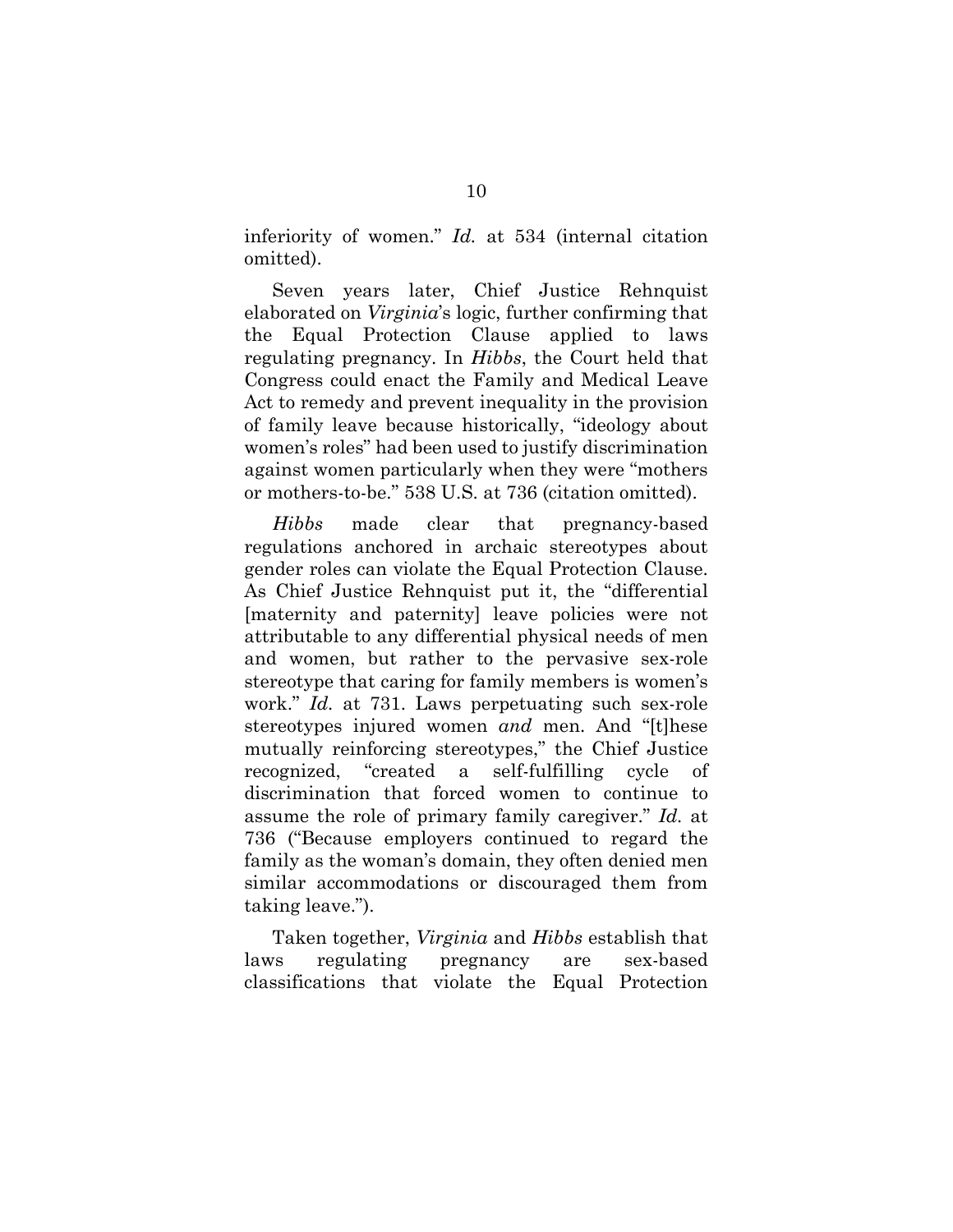inferiority of women." *Id.* at 534 (internal citation omitted).

Seven years later, Chief Justice Rehnquist elaborated on *Virginia*'s logic, further confirming that the Equal Protection Clause applied to laws regulating pregnancy. In *Hibbs*, the Court held that Congress could enact the Family and Medical Leave Act to remedy and prevent inequality in the provision of family leave because historically, "ideology about women's roles" had been used to justify discrimination against women particularly when they were "mothers or mothers-to-be." 538 U.S. at 736 (citation omitted).

*Hibbs* made clear that pregnancy-based regulations anchored in archaic stereotypes about gender roles can violate the Equal Protection Clause. As Chief Justice Rehnquist put it, the "differential [maternity and paternity] leave policies were not attributable to any differential physical needs of men and women, but rather to the pervasive sex-role stereotype that caring for family members is women's work." *Id.* at 731. Laws perpetuating such sex-role stereotypes injured women *and* men. And "[t]hese mutually reinforcing stereotypes," the Chief Justice recognized, "created a self-fulfilling cycle of discrimination that forced women to continue to assume the role of primary family caregiver." *Id.* at 736 ("Because employers continued to regard the family as the woman's domain, they often denied men similar accommodations or discouraged them from taking leave.").

Taken together, *Virginia* and *Hibbs* establish that laws regulating pregnancy are sex-based classifications that violate the Equal Protection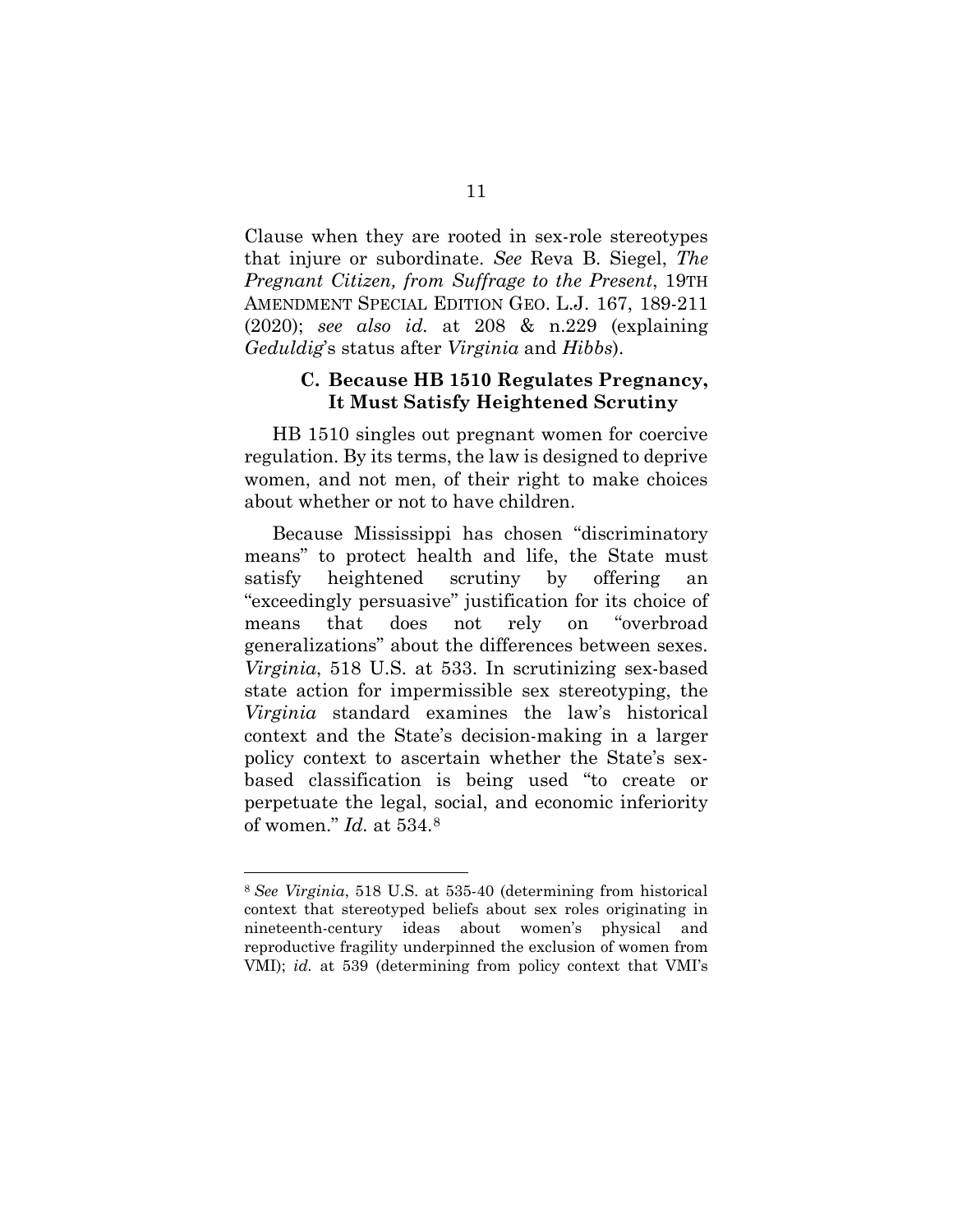Clause when they are rooted in sex-role stereotypes that injure or subordinate. *See* Reva B. Siegel, *The Pregnant Citizen, from Suffrage to the Present*, 19TH AMENDMENT SPECIAL EDITION GEO. L.J. 167, 189-211 (2020); *see also id.* at 208 & n.229 (explaining *Geduldig*'s status after *Virginia* and *Hibbs*).

### C. Because HB 1510 Regulates Pregnancy, It Must Satisfy Heightened Scrutiny

HB 1510 singles out pregnant women for coercive regulation. By its terms, the law is designed to deprive women, and not men, of their right to make choices about whether or not to have children.

Because Mississippi has chosen "discriminatory means" to protect health and life, the State must satisfy heightened scrutiny by offering an "exceedingly persuasive" justification for its choice of means that does not rely on "overbroad generalizations" about the differences between sexes. *Virginia*, 518 U.S. at 533. In scrutinizing sex-based state action for impermissible sex stereotyping, the *Virginia* standard examines the law's historical context and the State's decision-making in a larger policy context to ascertain whether the State's sex-based classification is being used "to create or perpetuate the legal, social, and economic inferiority of women." *Id.* at 534.[8]

---

[8] *See Virginia*, 518 U.S. at 535-40 (determining from historical context that stereotyped beliefs about sex roles originating in nineteenth-century ideas about women's physical and reproductive fragility underpinned the exclusion of women from VMI); *id.* at 539 (determining from policy context that VMI's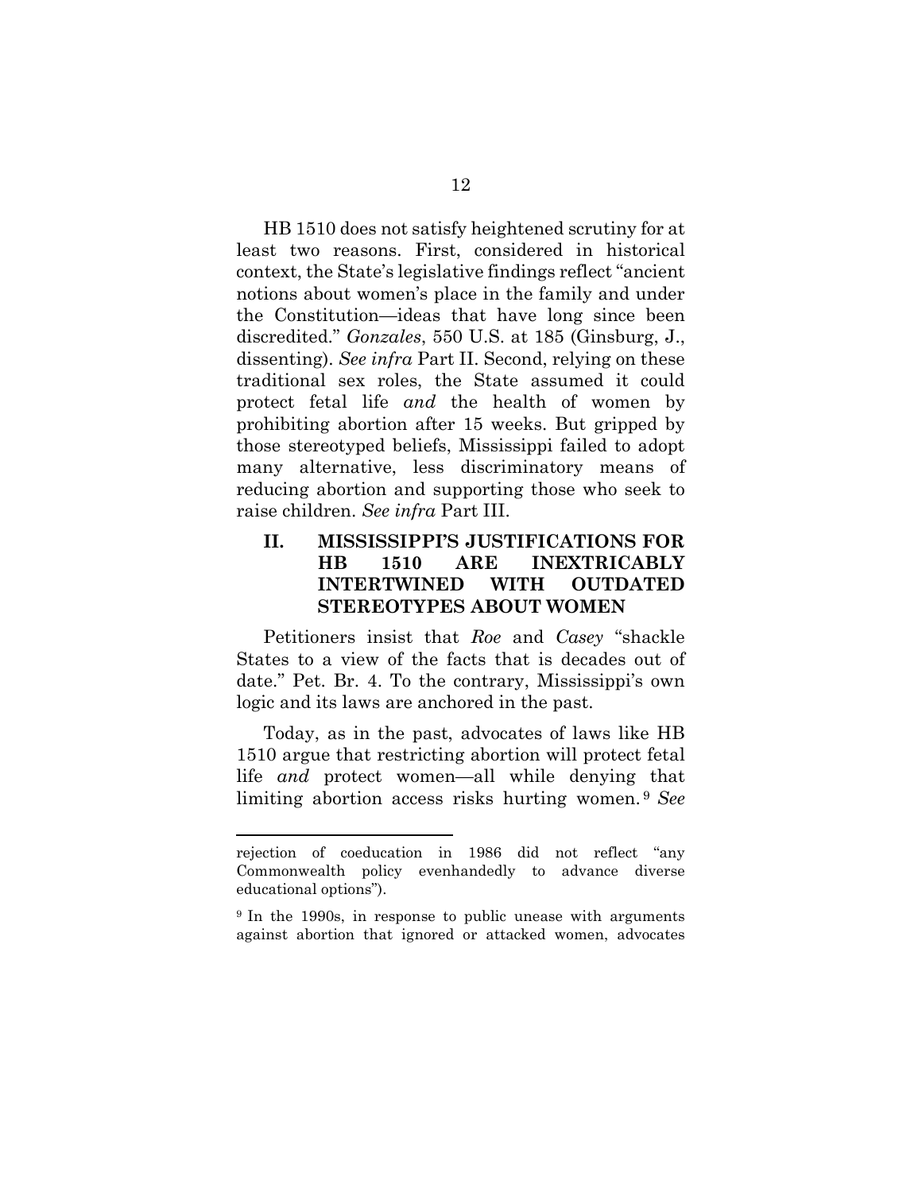HB 1510 does not satisfy heightened scrutiny for at least two reasons. First, considered in historical context, the State's legislative findings reflect "ancient notions about women's place in the family and under the Constitution—ideas that have long since been discredited." *Gonzales*, 550 U.S. at 185 (Ginsburg, J., dissenting). *See infra* Part II. Second, relying on these traditional sex roles, the State assumed it could protect fetal life *and* the health of women by prohibiting abortion after 15 weeks. But gripped by those stereotyped beliefs, Mississippi failed to adopt many alternative, less discriminatory means of reducing abortion and supporting those who seek to raise children. *See infra* Part III.

## II. MISSISSIPPI'S JUSTIFICATIONS FOR HB 1510 ARE INEXTRICABLY INTERTWINED WITH OUTDATED STEREOTYPES ABOUT WOMEN

Petitioners insist that *Roe* and *Casey* "shackle States to a view of the facts that is decades out of date." Pet. Br. 4. To the contrary, Mississippi's own logic and its laws are anchored in the past.

Today, as in the past, advocates of laws like HB 1510 argue that restricting abortion will protect fetal life *and* protect women—all while denying that limiting abortion access risks hurting women.[9] *See*

---

rejection of coeducation in 1986 did not reflect "any Commonwealth policy evenhandedly to advance diverse educational options").

[9] In the 1990s, in response to public unease with arguments against abortion that ignored or attacked women, advocates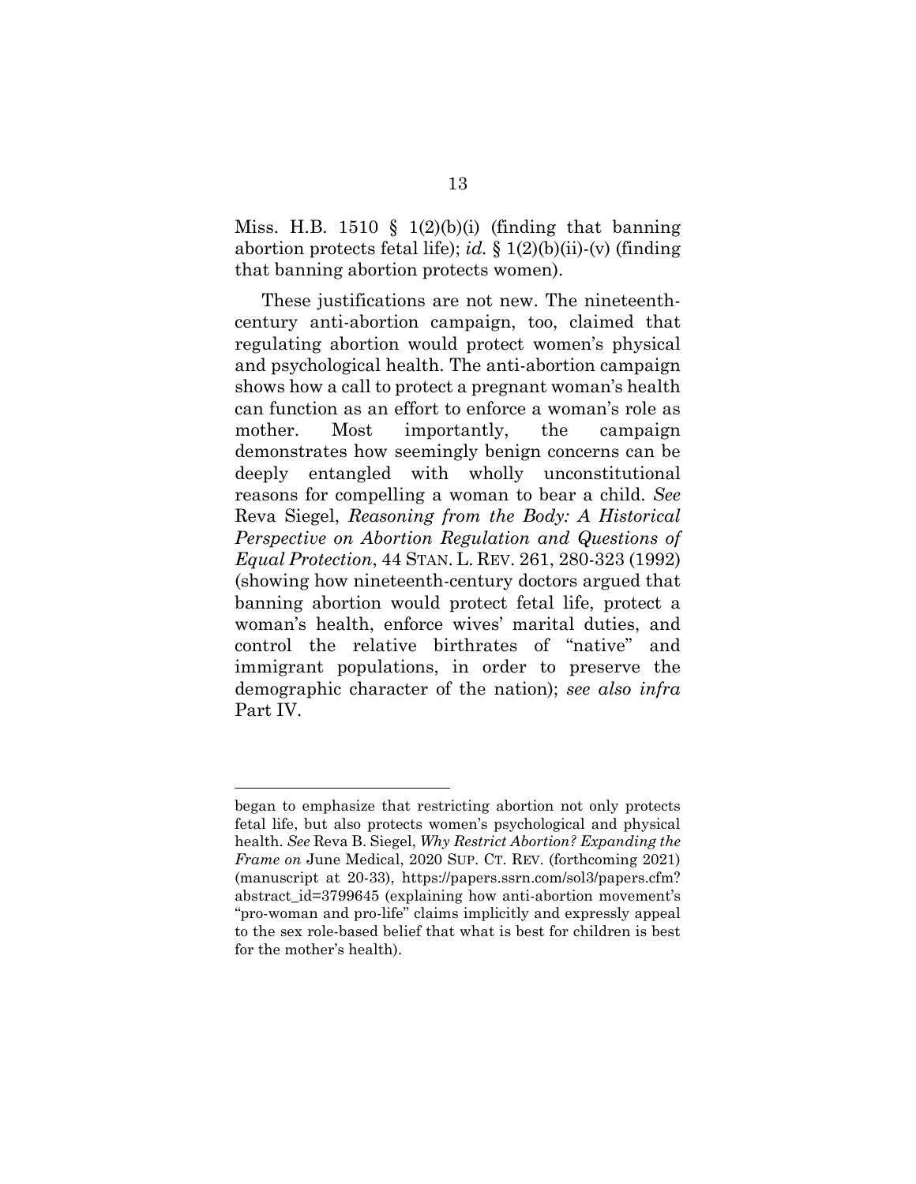Miss. H.B. 1510 § 1(2)(b)(i) (finding that banning abortion protects fetal life); *id.* § 1(2)(b)(ii)-(v) (finding that banning abortion protects women).

These justifications are not new. The nineteenth-century anti-abortion campaign, too, claimed that regulating abortion would protect women's physical and psychological health. The anti-abortion campaign shows how a call to protect a pregnant woman's health can function as an effort to enforce a woman's role as mother. Most importantly, the campaign demonstrates how seemingly benign concerns can be deeply entangled with wholly unconstitutional reasons for compelling a woman to bear a child. *See* Reva Siegel, *Reasoning from the Body: A Historical Perspective on Abortion Regulation and Questions of Equal Protection*, 44 STAN. L. REV. 261, 280-323 (1992) (showing how nineteenth-century doctors argued that banning abortion would protect fetal life, protect a woman's health, enforce wives' marital duties, and control the relative birthrates of "native" and immigrant populations, in order to preserve the demographic character of the nation); *see also infra* Part IV.

---

began to emphasize that restricting abortion not only protects fetal life, but also protects women's psychological and physical health. *See* Reva B. Siegel, *Why Restrict Abortion? Expanding the Frame on* June Medical, 2020 SUP. CT. REV. (forthcoming 2021) (manuscript at 20-33), https://papers.ssrn.com/sol3/papers.cfm?abstract_id=3799645 (explaining how anti-abortion movement's "pro-woman and pro-life" claims implicitly and expressly appeal to the sex role-based belief that what is best for children is best for the mother's health).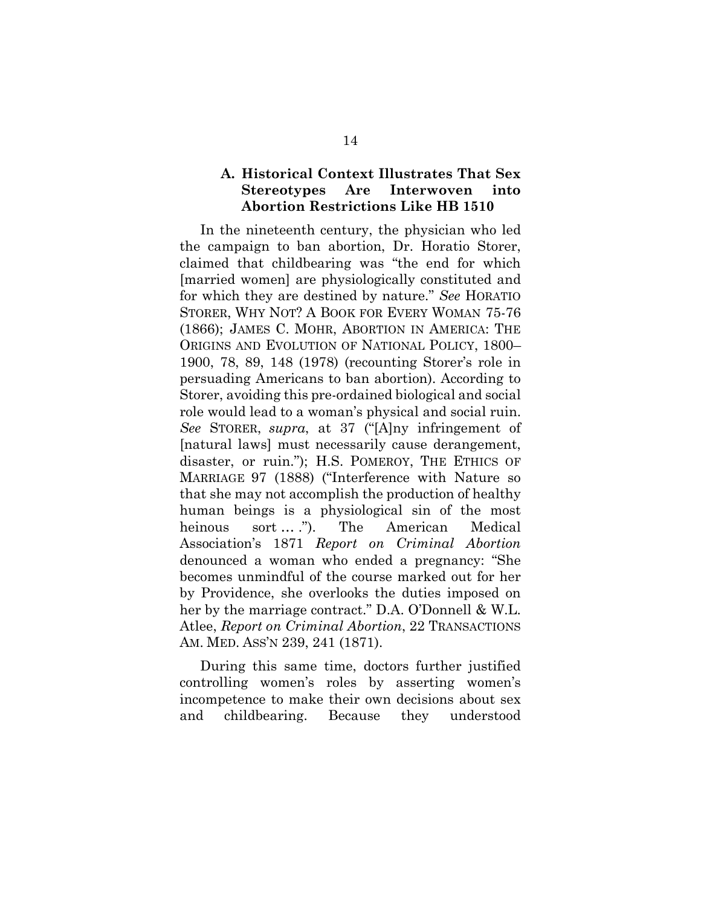### A. Historical Context Illustrates That Sex Stereotypes Are Interwoven into Abortion Restrictions Like HB 1510

In the nineteenth century, the physician who led the campaign to ban abortion, Dr. Horatio Storer, claimed that childbearing was "the end for which [married women] are physiologically constituted and for which they are destined by nature." *See* HORATIO STORER, WHY NOT? A BOOK FOR EVERY WOMAN 75-76 (1866); JAMES C. MOHR, ABORTION IN AMERICA: THE ORIGINS AND EVOLUTION OF NATIONAL POLICY, 1800–1900, 78, 89, 148 (1978) (recounting Storer's role in persuading Americans to ban abortion). According to Storer, avoiding this pre-ordained biological and social role would lead to a woman's physical and social ruin. *See* STORER, *supra*, at 37 ("[A]ny infringement of [natural laws] must necessarily cause derangement, disaster, or ruin."); H.S. POMEROY, THE ETHICS OF MARRIAGE 97 (1888) ("Interference with Nature so that she may not accomplish the production of healthy human beings is a physiological sin of the most heinous sort … ."). The American Medical Association's 1871 *Report on Criminal Abortion* denounced a woman who ended a pregnancy: "She becomes unmindful of the course marked out for her by Providence, she overlooks the duties imposed on her by the marriage contract." D.A. O'Donnell & W.L. Atlee, *Report on Criminal Abortion*, 22 TRANSACTIONS AM. MED. ASS'N 239, 241 (1871).

During this same time, doctors further justified controlling women's roles by asserting women's incompetence to make their own decisions about sex and childbearing. Because they understood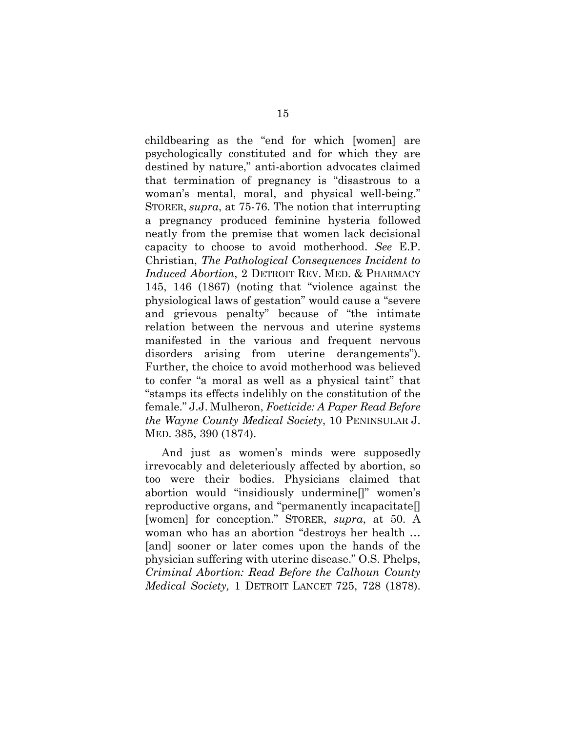childbearing as the "end for which [women] are psychologically constituted and for which they are destined by nature," anti-abortion advocates claimed that termination of pregnancy is "disastrous to a woman's mental, moral, and physical well-being." STORER, *supra*, at 75-76. The notion that interrupting a pregnancy produced feminine hysteria followed neatly from the premise that women lack decisional capacity to choose to avoid motherhood. *See* E.P. Christian, *The Pathological Consequences Incident to Induced Abortion*, 2 DETROIT REV. MED. & PHARMACY 145, 146 (1867) (noting that "violence against the physiological laws of gestation" would cause a "severe and grievous penalty" because of "the intimate relation between the nervous and uterine systems manifested in the various and frequent nervous disorders arising from uterine derangements"). Further, the choice to avoid motherhood was believed to confer "a moral as well as a physical taint" that "stamps its effects indelibly on the constitution of the female." J.J. Mulheron, *Foeticide: A Paper Read Before the Wayne County Medical Society*, 10 PENINSULAR J. MED. 385, 390 (1874).

And just as women's minds were supposedly irrevocably and deleteriously affected by abortion, so too were their bodies. Physicians claimed that abortion would "insidiously undermine[]" women's reproductive organs, and "permanently incapacitate[] [women] for conception." STORER, *supra*, at 50. A woman who has an abortion "destroys her health … [and] sooner or later comes upon the hands of the physician suffering with uterine disease." O.S. Phelps, *Criminal Abortion: Read Before the Calhoun County Medical Society,* 1 DETROIT LANCET 725, 728 (1878).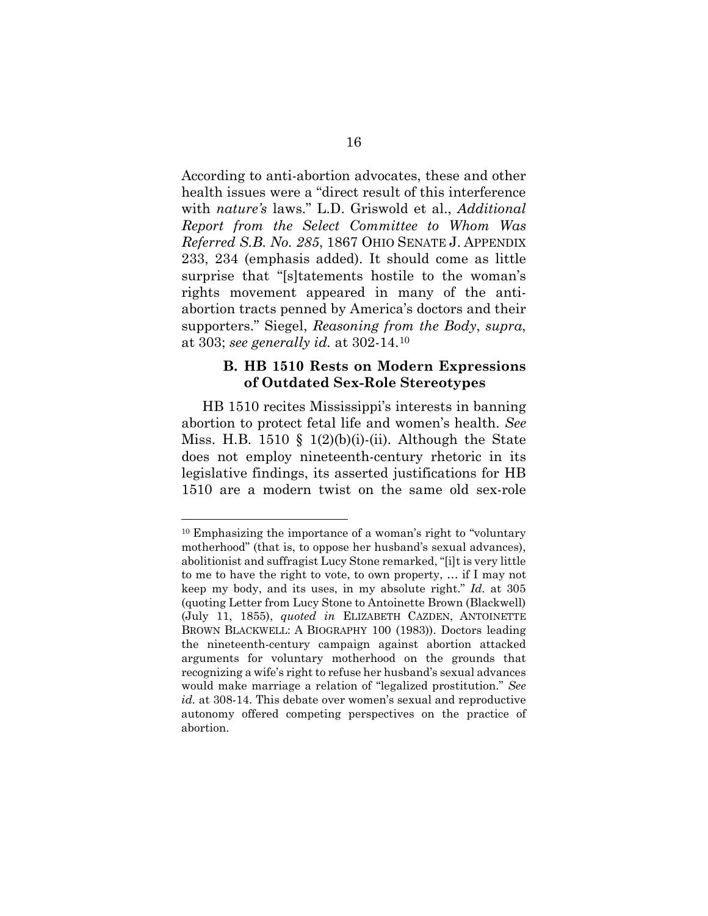According to anti-abortion advocates, these and other health issues were a "direct result of this interference with *nature's* laws." L.D. Griswold et al., *Additional Report from the Select Committee to Whom Was Referred S.B. No. 285*, 1867 OHIO SENATE J. APPENDIX 233, 234 (emphasis added). It should come as little surprise that "[s]tatements hostile to the woman's rights movement appeared in many of the anti-abortion tracts penned by America's doctors and their supporters." Siegel, *Reasoning from the Body*, *supra*, at 303; *see generally id.* at 302-14.[10]

### B. HB 1510 Rests on Modern Expressions of Outdated Sex-Role Stereotypes

HB 1510 recites Mississippi's interests in banning abortion to protect fetal life and women's health. *See* Miss. H.B. 1510 § 1(2)(b)(i)-(ii). Although the State does not employ nineteenth-century rhetoric in its legislative findings, its asserted justifications for HB 1510 are a modern twist on the same old sex-role

---

[10] Emphasizing the importance of a woman's right to "voluntary motherhood" (that is, to oppose her husband's sexual advances), abolitionist and suffragist Lucy Stone remarked, "[i]t is very little to me to have the right to vote, to own property, … if I may not keep my body, and its uses, in my absolute right." *Id.* at 305 (quoting Letter from Lucy Stone to Antoinette Brown (Blackwell) (July 11, 1855), *quoted in* ELIZABETH CAZDEN, ANTOINETTE BROWN BLACKWELL: A BIOGRAPHY 100 (1983)). Doctors leading the nineteenth-century campaign against abortion attacked arguments for voluntary motherhood on the grounds that recognizing a wife's right to refuse her husband's sexual advances would make marriage a relation of "legalized prostitution." *See id.* at 308-14. This debate over women's sexual and reproductive autonomy offered competing perspectives on the practice of abortion.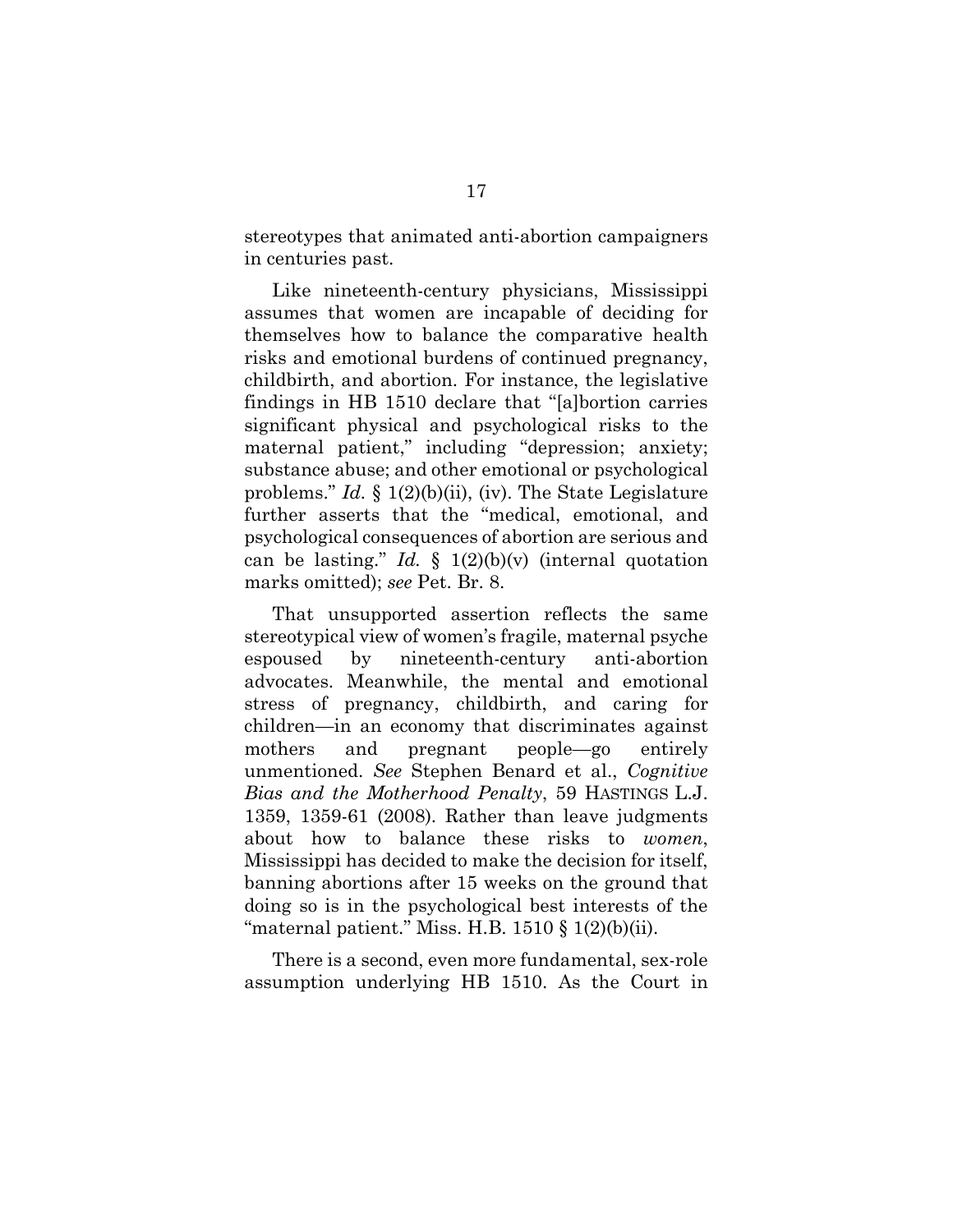stereotypes that animated anti-abortion campaigners in centuries past.

Like nineteenth-century physicians, Mississippi assumes that women are incapable of deciding for themselves how to balance the comparative health risks and emotional burdens of continued pregnancy, childbirth, and abortion. For instance, the legislative findings in HB 1510 declare that "[a]bortion carries significant physical and psychological risks to the maternal patient," including "depression; anxiety; substance abuse; and other emotional or psychological problems." *Id.* § 1(2)(b)(ii), (iv). The State Legislature further asserts that the "medical, emotional, and psychological consequences of abortion are serious and can be lasting." *Id.* § 1(2)(b)(v) (internal quotation marks omitted); *see* Pet. Br. 8.

That unsupported assertion reflects the same stereotypical view of women's fragile, maternal psyche espoused by nineteenth-century anti-abortion advocates. Meanwhile, the mental and emotional stress of pregnancy, childbirth, and caring for children—in an economy that discriminates against mothers and pregnant people—go entirely unmentioned. *See* Stephen Benard et al., *Cognitive Bias and the Motherhood Penalty*, 59 HASTINGS L.J. 1359, 1359-61 (2008). Rather than leave judgments about how to balance these risks to *women*, Mississippi has decided to make the decision for itself, banning abortions after 15 weeks on the ground that doing so is in the psychological best interests of the "maternal patient." Miss. H.B. 1510 § 1(2)(b)(ii).

There is a second, even more fundamental, sex-role assumption underlying HB 1510. As the Court in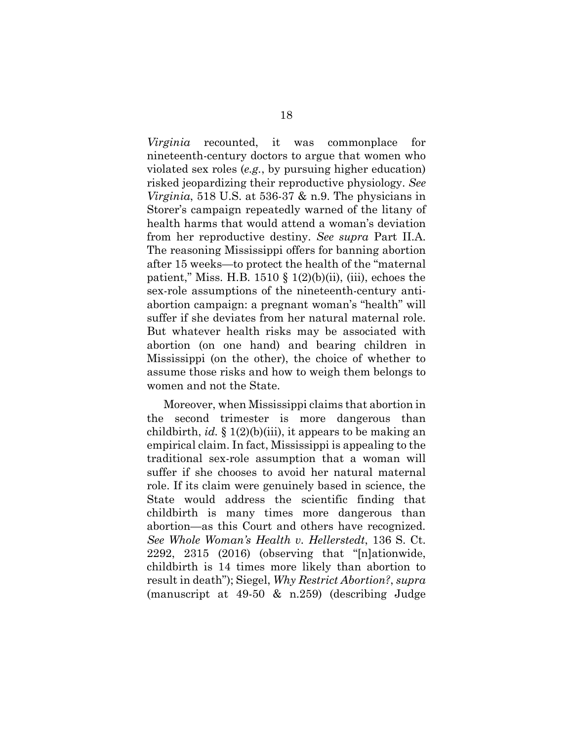*Virginia* recounted, it was commonplace for nineteenth-century doctors to argue that women who violated sex roles (*e.g.*, by pursuing higher education) risked jeopardizing their reproductive physiology. *See Virginia*, 518 U.S. at 536-37 & n.9. The physicians in Storer's campaign repeatedly warned of the litany of health harms that would attend a woman's deviation from her reproductive destiny. *See supra* Part II.A. The reasoning Mississippi offers for banning abortion after 15 weeks—to protect the health of the "maternal patient," Miss. H.B. 1510 § 1(2)(b)(ii), (iii), echoes the sex-role assumptions of the nineteenth-century anti-abortion campaign: a pregnant woman's "health" will suffer if she deviates from her natural maternal role. But whatever health risks may be associated with abortion (on one hand) and bearing children in Mississippi (on the other), the choice of whether to assume those risks and how to weigh them belongs to women and not the State.

Moreover, when Mississippi claims that abortion in the second trimester is more dangerous than childbirth, *id.* § 1(2)(b)(iii), it appears to be making an empirical claim. In fact, Mississippi is appealing to the traditional sex-role assumption that a woman will suffer if she chooses to avoid her natural maternal role. If its claim were genuinely based in science, the State would address the scientific finding that childbirth is many times more dangerous than abortion—as this Court and others have recognized. *See Whole Woman's Health v. Hellerstedt*, 136 S. Ct. 2292, 2315 (2016) (observing that "[n]ationwide, childbirth is 14 times more likely than abortion to result in death"); Siegel, *Why Restrict Abortion?*, *supra* (manuscript at 49-50 & n.259) (describing Judge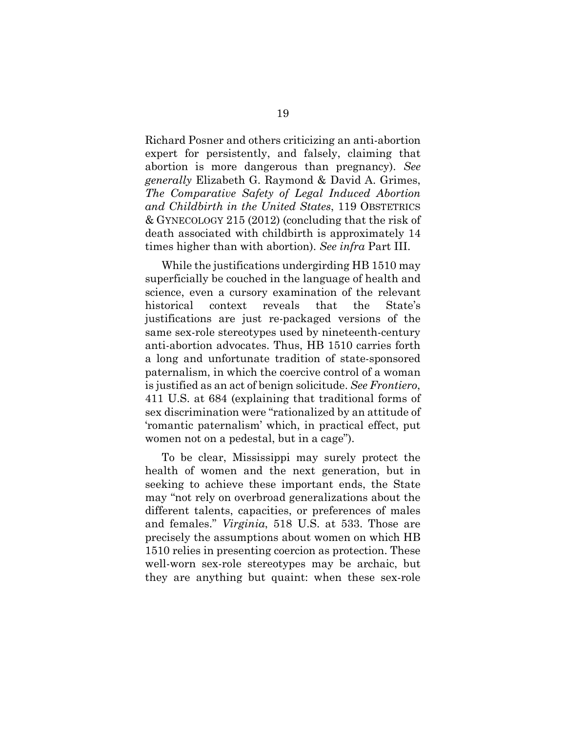Richard Posner and others criticizing an anti-abortion expert for persistently, and falsely, claiming that abortion is more dangerous than pregnancy). *See generally* Elizabeth G. Raymond & David A. Grimes, *The Comparative Safety of Legal Induced Abortion and Childbirth in the United States*, 119 OBSTETRICS & GYNECOLOGY 215 (2012) (concluding that the risk of death associated with childbirth is approximately 14 times higher than with abortion). *See infra* Part III.

While the justifications undergirding HB 1510 may superficially be couched in the language of health and science, even a cursory examination of the relevant historical context reveals that the State's justifications are just re-packaged versions of the same sex-role stereotypes used by nineteenth-century anti-abortion advocates. Thus, HB 1510 carries forth a long and unfortunate tradition of state-sponsored paternalism, in which the coercive control of a woman is justified as an act of benign solicitude. *See Frontiero*, 411 U.S. at 684 (explaining that traditional forms of sex discrimination were "rationalized by an attitude of 'romantic paternalism' which, in practical effect, put women not on a pedestal, but in a cage").

To be clear, Mississippi may surely protect the health of women and the next generation, but in seeking to achieve these important ends, the State may "not rely on overbroad generalizations about the different talents, capacities, or preferences of males and females." *Virginia*, 518 U.S. at 533. Those are precisely the assumptions about women on which HB 1510 relies in presenting coercion as protection. These well-worn sex-role stereotypes may be archaic, but they are anything but quaint: when these sex-role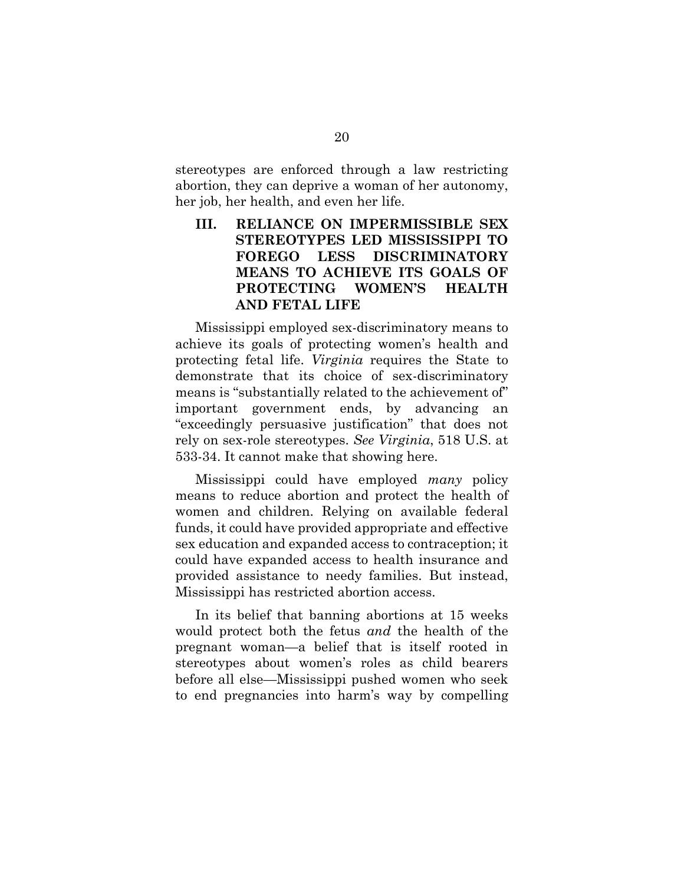stereotypes are enforced through a law restricting abortion, they can deprive a woman of her autonomy, her job, her health, and even her life.

## III. RELIANCE ON IMPERMISSIBLE SEX STEREOTYPES LED MISSISSIPPI TO FOREGO LESS DISCRIMINATORY MEANS TO ACHIEVE ITS GOALS OF PROTECTING WOMEN'S HEALTH AND FETAL LIFE

Mississippi employed sex-discriminatory means to achieve its goals of protecting women's health and protecting fetal life. *Virginia* requires the State to demonstrate that its choice of sex-discriminatory means is "substantially related to the achievement of" important government ends, by advancing an "exceedingly persuasive justification" that does not rely on sex-role stereotypes. *See Virginia*, 518 U.S. at 533-34. It cannot make that showing here.

Mississippi could have employed *many* policy means to reduce abortion and protect the health of women and children. Relying on available federal funds, it could have provided appropriate and effective sex education and expanded access to contraception; it could have expanded access to health insurance and provided assistance to needy families. But instead, Mississippi has restricted abortion access.

In its belief that banning abortions at 15 weeks would protect both the fetus *and* the health of the pregnant woman—a belief that is itself rooted in stereotypes about women's roles as child bearers before all else—Mississippi pushed women who seek to end pregnancies into harm's way by compelling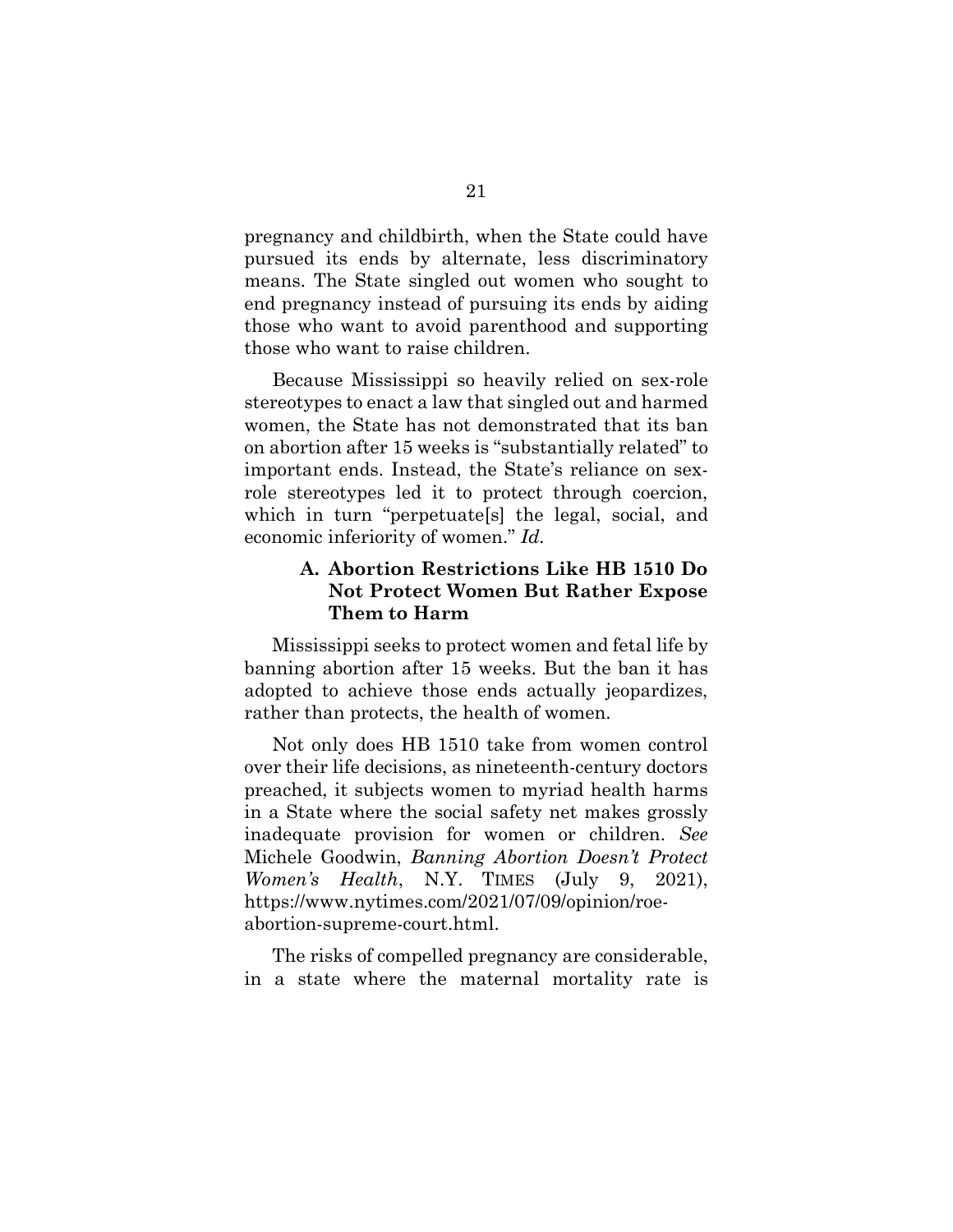pregnancy and childbirth, when the State could have pursued its ends by alternate, less discriminatory means. The State singled out women who sought to end pregnancy instead of pursuing its ends by aiding those who want to avoid parenthood and supporting those who want to raise children.

Because Mississippi so heavily relied on sex-role stereotypes to enact a law that singled out and harmed women, the State has not demonstrated that its ban on abortion after 15 weeks is "substantially related" to important ends. Instead, the State's reliance on sex-role stereotypes led it to protect through coercion, which in turn "perpetuate[s] the legal, social, and economic inferiority of women." *Id.*

### A. Abortion Restrictions Like HB 1510 Do Not Protect Women But Rather Expose Them to Harm

Mississippi seeks to protect women and fetal life by banning abortion after 15 weeks. But the ban it has adopted to achieve those ends actually jeopardizes, rather than protects, the health of women.

Not only does HB 1510 take from women control over their life decisions, as nineteenth-century doctors preached, it subjects women to myriad health harms in a State where the social safety net makes grossly inadequate provision for women or children. *See* Michele Goodwin, *Banning Abortion Doesn't Protect Women's Health*, N.Y. TIMES (July 9, 2021), https://www.nytimes.com/2021/07/09/opinion/roe-abortion-supreme-court.html.

The risks of compelled pregnancy are considerable, in a state where the maternal mortality rate is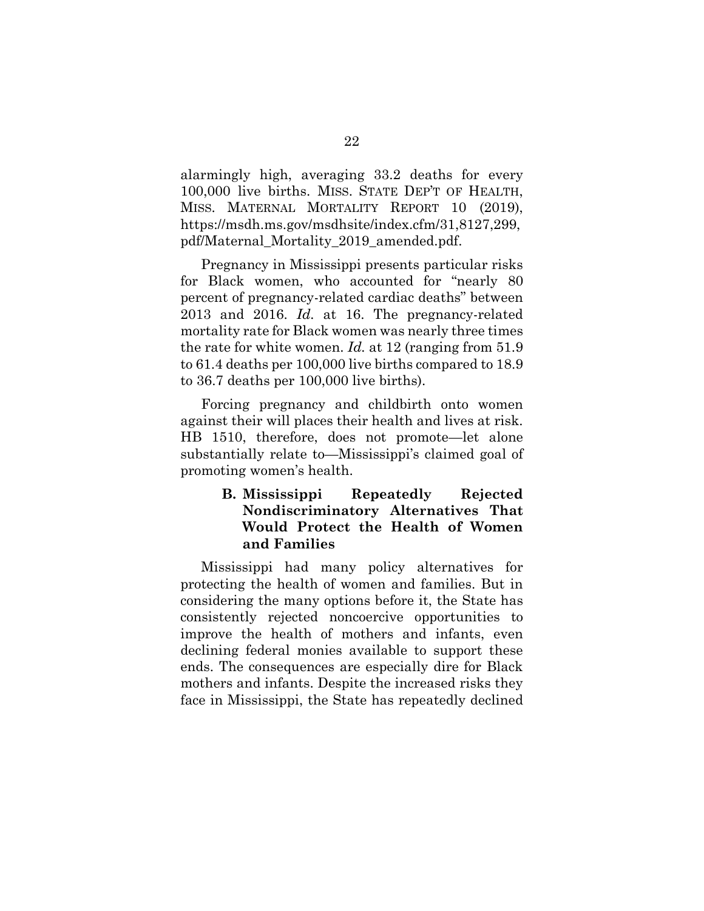alarmingly high, averaging 33.2 deaths for every 100,000 live births. MISS. STATE DEP'T OF HEALTH, MISS. MATERNAL MORTALITY REPORT 10 (2019), https://msdh.ms.gov/msdhsite/index.cfm/31,8127,299,pdf/Maternal_Mortality_2019_amended.pdf.

Pregnancy in Mississippi presents particular risks for Black women, who accounted for "nearly 80 percent of pregnancy-related cardiac deaths" between 2013 and 2016. *Id.* at 16. The pregnancy-related mortality rate for Black women was nearly three times the rate for white women. *Id.* at 12 (ranging from 51.9 to 61.4 deaths per 100,000 live births compared to 18.9 to 36.7 deaths per 100,000 live births).

Forcing pregnancy and childbirth onto women against their will places their health and lives at risk. HB 1510, therefore, does not promote—let alone substantially relate to—Mississippi's claimed goal of promoting women's health.

### B. Mississippi Repeatedly Rejected Nondiscriminatory Alternatives That Would Protect the Health of Women and Families

Mississippi had many policy alternatives for protecting the health of women and families. But in considering the many options before it, the State has consistently rejected noncoercive opportunities to improve the health of mothers and infants, even declining federal monies available to support these ends. The consequences are especially dire for Black mothers and infants. Despite the increased risks they face in Mississippi, the State has repeatedly declined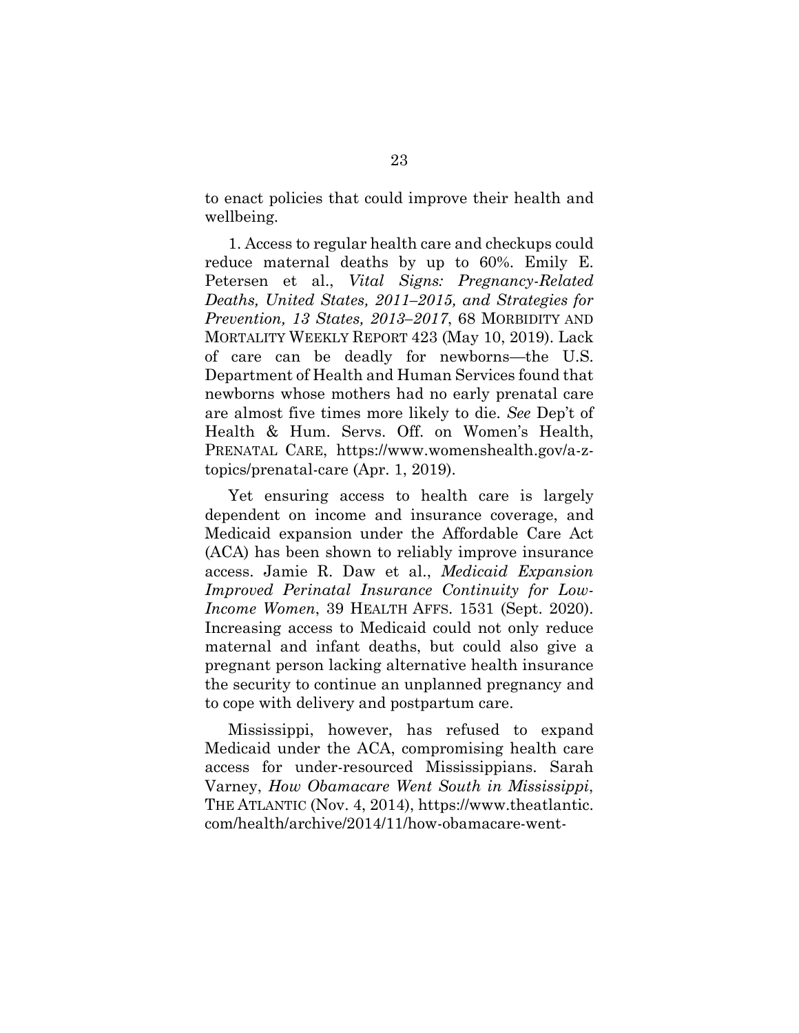to enact policies that could improve their health and wellbeing.

1. Access to regular health care and checkups could reduce maternal deaths by up to 60%. Emily E. Petersen et al., *Vital Signs: Pregnancy-Related Deaths, United States, 2011–2015, and Strategies for Prevention, 13 States, 2013–2017*, 68 MORBIDITY AND MORTALITY WEEKLY REPORT 423 (May 10, 2019). Lack of care can be deadly for newborns—the U.S. Department of Health and Human Services found that newborns whose mothers had no early prenatal care are almost five times more likely to die. *See* Dep't of Health & Hum. Servs. Off. on Women's Health, PRENATAL CARE, https://www.womenshealth.gov/a-z-topics/prenatal-care (Apr. 1, 2019).

Yet ensuring access to health care is largely dependent on income and insurance coverage, and Medicaid expansion under the Affordable Care Act (ACA) has been shown to reliably improve insurance access. Jamie R. Daw et al., *Medicaid Expansion Improved Perinatal Insurance Continuity for Low-Income Women*, 39 HEALTH AFFS. 1531 (Sept. 2020). Increasing access to Medicaid could not only reduce maternal and infant deaths, but could also give a pregnant person lacking alternative health insurance the security to continue an unplanned pregnancy and to cope with delivery and postpartum care.

Mississippi, however, has refused to expand Medicaid under the ACA, compromising health care access for under-resourced Mississippians. Sarah Varney, *How Obamacare Went South in Mississippi*, THE ATLANTIC (Nov. 4, 2014), https://www.theatlantic.com/health/archive/2014/11/how-obamacare-went-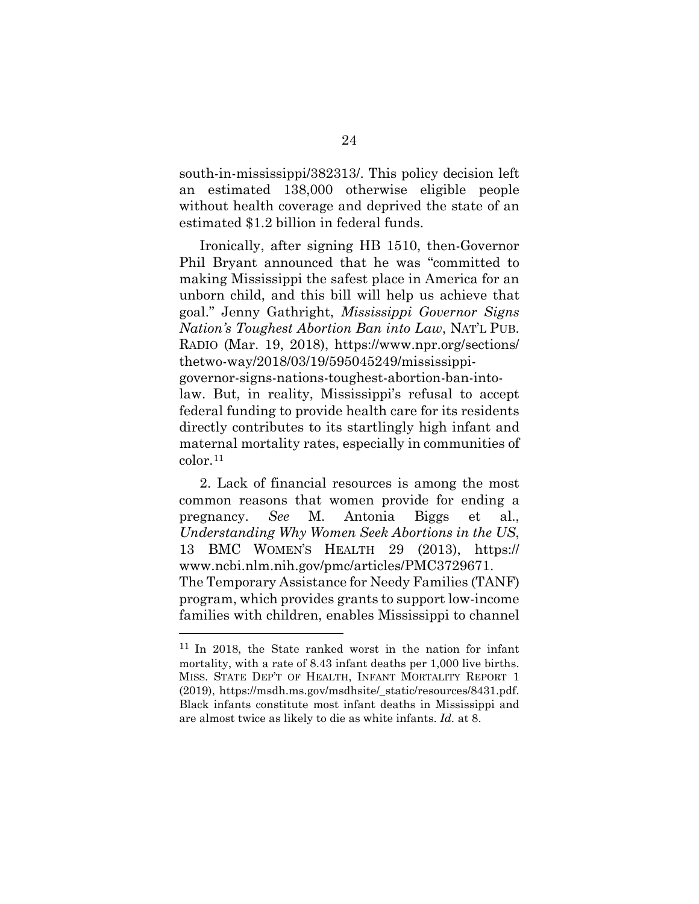south-in-mississippi/382313/. This policy decision left an estimated 138,000 otherwise eligible people without health coverage and deprived the state of an estimated $1.2 billion in federal funds.

Ironically, after signing HB 1510, then-Governor Phil Bryant announced that he was "committed to making Mississippi the safest place in America for an unborn child, and this bill will help us achieve that goal." Jenny Gathright, *Mississippi Governor Signs Nation's Toughest Abortion Ban into Law*, NAT'L PUB. RADIO (Mar. 19, 2018), https://www.npr.org/sections/thetwo-way/2018/03/19/595045249/mississippi-governor-signs-nations-toughest-abortion-ban-into-law. But, in reality, Mississippi's refusal to accept federal funding to provide health care for its residents directly contributes to its startlingly high infant and maternal mortality rates, especially in communities of color.[11]

2. Lack of financial resources is among the most common reasons that women provide for ending a pregnancy. *See* M. Antonia Biggs et al., *Understanding Why Women Seek Abortions in the US*, 13 BMC WOMEN'S HEALTH 29 (2013), https://www.ncbi.nlm.nih.gov/pmc/articles/PMC3729671. The Temporary Assistance for Needy Families (TANF) program, which provides grants to support low-income families with children, enables Mississippi to channel

---

[11] In 2018, the State ranked worst in the nation for infant mortality, with a rate of 8.43 infant deaths per 1,000 live births. MISS. STATE DEP'T OF HEALTH, INFANT MORTALITY REPORT 1 (2019), https://msdh.ms.gov/msdhsite/_static/resources/8431.pdf. Black infants constitute most infant deaths in Mississippi and are almost twice as likely to die as white infants. *Id.* at 8.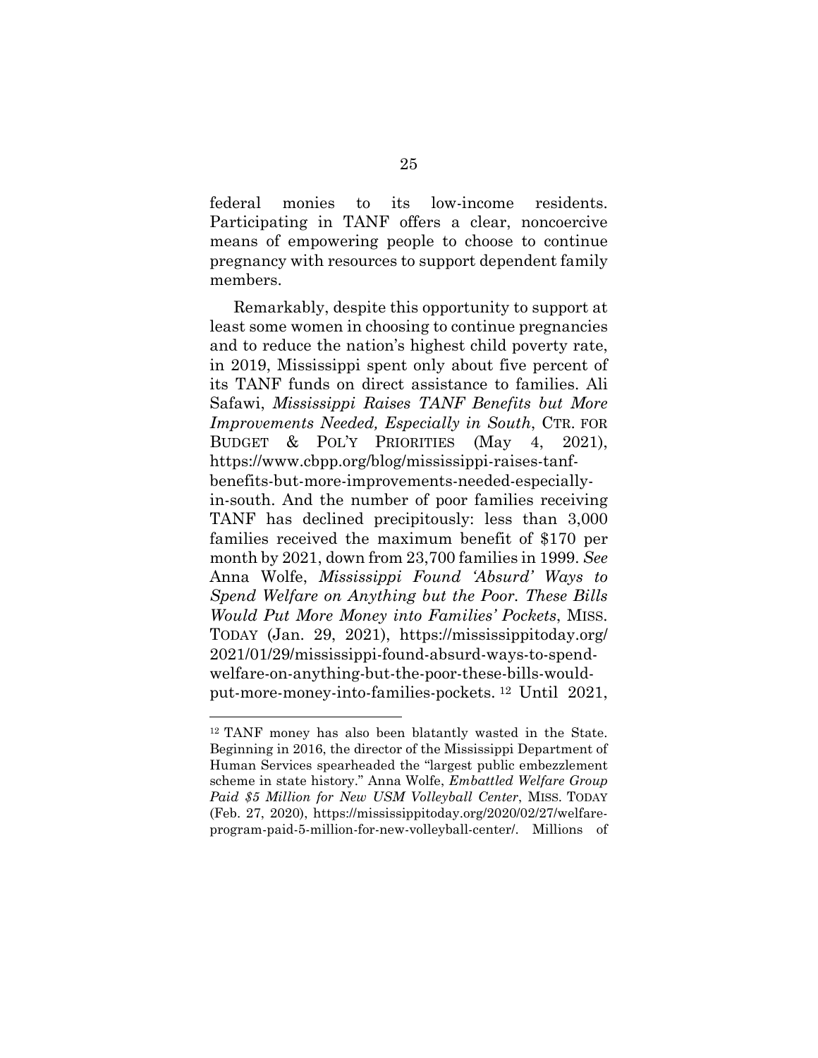federal monies to its low-income residents. Participating in TANF offers a clear, noncoercive means of empowering people to choose to continue pregnancy with resources to support dependent family members.

Remarkably, despite this opportunity to support at least some women in choosing to continue pregnancies and to reduce the nation's highest child poverty rate, in 2019, Mississippi spent only about five percent of its TANF funds on direct assistance to families. Ali Safawi, *Mississippi Raises TANF Benefits but More Improvements Needed, Especially in South*, CTR. FOR BUDGET & POL'Y PRIORITIES (May 4, 2021), https://www.cbpp.org/blog/mississippi-raises-tanf-benefits-but-more-improvements-needed-especially-in-south. And the number of poor families receiving TANF has declined precipitously: less than 3,000 families received the maximum benefit of $170 per month by 2021, down from 23,700 families in 1999. *See* Anna Wolfe, *Mississippi Found 'Absurd' Ways to Spend Welfare on Anything but the Poor. These Bills Would Put More Money into Families' Pockets*, MISS. TODAY (Jan. 29, 2021), https://mississippitoday.org/2021/01/29/mississippi-found-absurd-ways-to-spend-welfare-on-anything-but-the-poor-these-bills-would-put-more-money-into-families-pockets.[12] Until 2021,

---

[12] TANF money has also been blatantly wasted in the State. Beginning in 2016, the director of the Mississippi Department of Human Services spearheaded the "largest public embezzlement scheme in state history." Anna Wolfe, *Embattled Welfare Group Paid $5 Million for New USM Volleyball Center*, MISS. TODAY (Feb. 27, 2020), https://mississippitoday.org/2020/02/27/welfare-program-paid-5-million-for-new-volleyball-center/. Millions of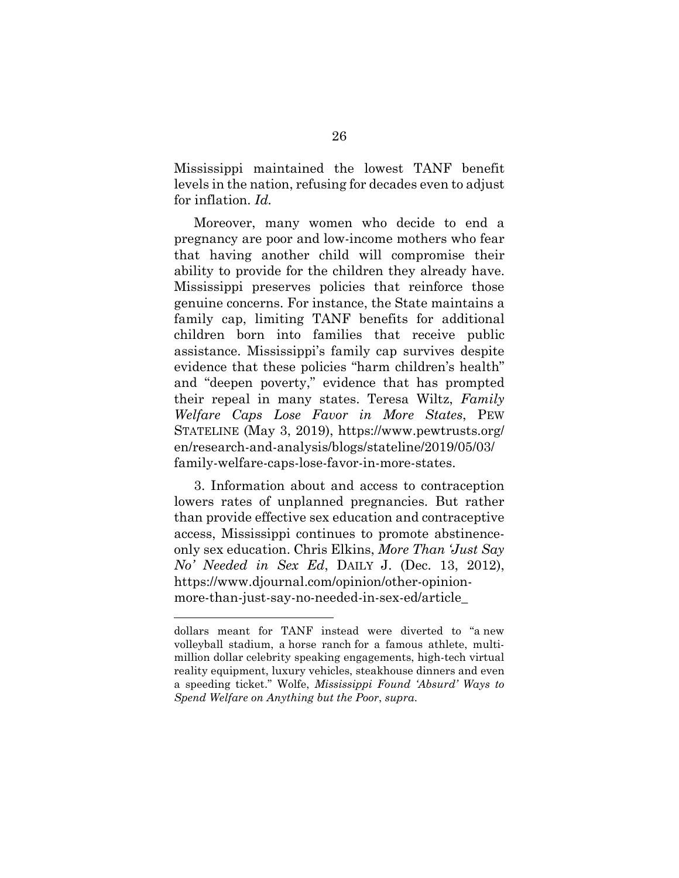Mississippi maintained the lowest TANF benefit levels in the nation, refusing for decades even to adjust for inflation. *Id.*

Moreover, many women who decide to end a pregnancy are poor and low-income mothers who fear that having another child will compromise their ability to provide for the children they already have. Mississippi preserves policies that reinforce those genuine concerns. For instance, the State maintains a family cap, limiting TANF benefits for additional children born into families that receive public assistance. Mississippi's family cap survives despite evidence that these policies "harm children's health" and "deepen poverty," evidence that has prompted their repeal in many states. Teresa Wiltz, *Family Welfare Caps Lose Favor in More States*, PEW STATELINE (May 3, 2019), https://www.pewtrusts.org/en/research-and-analysis/blogs/stateline/2019/05/03/family-welfare-caps-lose-favor-in-more-states.

3. Information about and access to contraception lowers rates of unplanned pregnancies. But rather than provide effective sex education and contraceptive access, Mississippi continues to promote abstinence-only sex education. Chris Elkins, *More Than 'Just Say No' Needed in Sex Ed*, DAILY J. (Dec. 13, 2012), https://www.djournal.com/opinion/other-opinion-more-than-just-say-no-needed-in-sex-ed/article_

---

dollars meant for TANF instead were diverted to "a new volleyball stadium, a horse ranch for a famous athlete, multi-million dollar celebrity speaking engagements, high-tech virtual reality equipment, luxury vehicles, steakhouse dinners and even a speeding ticket." Wolfe, *Mississippi Found 'Absurd' Ways to Spend Welfare on Anything but the Poor*, *supra*.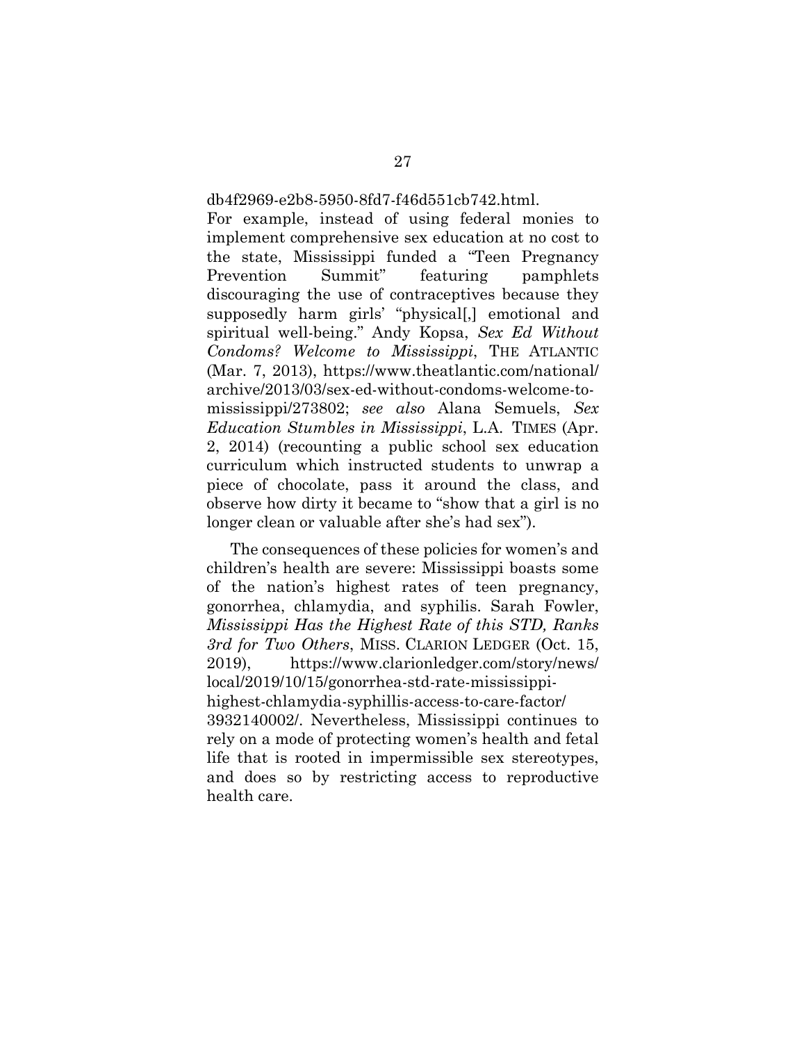db4f2969-e2b8-5950-8fd7-f46d551cb742.html. For example, instead of using federal monies to implement comprehensive sex education at no cost to the state, Mississippi funded a "Teen Pregnancy Prevention Summit" featuring pamphlets discouraging the use of contraceptives because they supposedly harm girls' "physical[,] emotional and spiritual well-being." Andy Kopsa, *Sex Ed Without Condoms? Welcome to Mississippi*, THE ATLANTIC (Mar. 7, 2013), https://www.theatlantic.com/national/archive/2013/03/sex-ed-without-condoms-welcome-to-mississippi/273802; *see also* Alana Semuels, *Sex Education Stumbles in Mississippi*, L.A. TIMES (Apr. 2, 2014) (recounting a public school sex education curriculum which instructed students to unwrap a piece of chocolate, pass it around the class, and observe how dirty it became to "show that a girl is no longer clean or valuable after she's had sex").

The consequences of these policies for women's and children's health are severe: Mississippi boasts some of the nation's highest rates of teen pregnancy, gonorrhea, chlamydia, and syphilis. Sarah Fowler, *Mississippi Has the Highest Rate of this STD, Ranks 3rd for Two Others*, MISS. CLARION LEDGER (Oct. 15, 2019), https://www.clarionledger.com/story/news/local/2019/10/15/gonorrhea-std-rate-mississippi-highest-chlamydia-syphillis-access-to-care-factor/3932140002/. Nevertheless, Mississippi continues to rely on a mode of protecting women's health and fetal life that is rooted in impermissible sex stereotypes, and does so by restricting access to reproductive health care.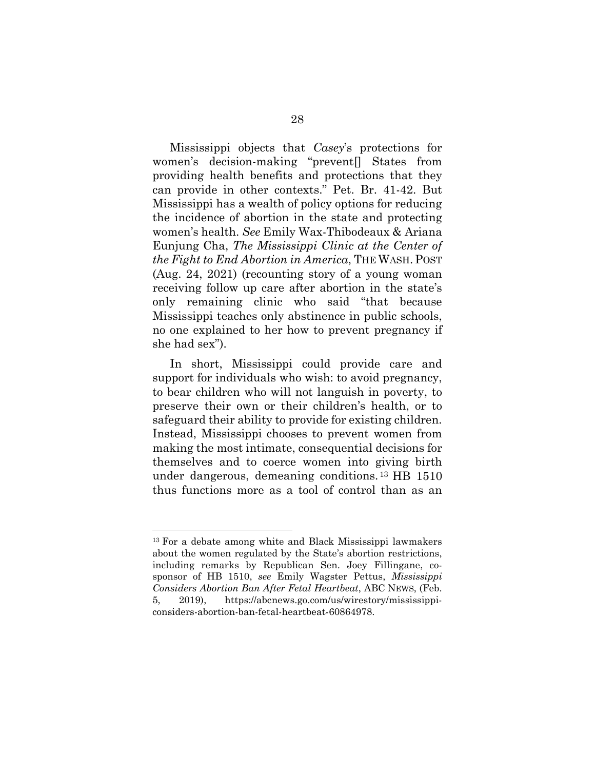Mississippi objects that *Casey*'s protections for women's decision-making "prevent[] States from providing health benefits and protections that they can provide in other contexts." Pet. Br. 41-42. But Mississippi has a wealth of policy options for reducing the incidence of abortion in the state and protecting women's health. *See* Emily Wax-Thibodeaux & Ariana Eunjung Cha, *The Mississippi Clinic at the Center of the Fight to End Abortion in America*, THE WASH. POST (Aug. 24, 2021) (recounting story of a young woman receiving follow up care after abortion in the state's only remaining clinic who said "that because Mississippi teaches only abstinence in public schools, no one explained to her how to prevent pregnancy if she had sex").

In short, Mississippi could provide care and support for individuals who wish: to avoid pregnancy, to bear children who will not languish in poverty, to preserve their own or their children's health, or to safeguard their ability to provide for existing children. Instead, Mississippi chooses to prevent women from making the most intimate, consequential decisions for themselves and to coerce women into giving birth under dangerous, demeaning conditions.[13] HB 1510 thus functions more as a tool of control than as an

---

[13] For a debate among white and Black Mississippi lawmakers about the women regulated by the State's abortion restrictions, including remarks by Republican Sen. Joey Fillingane, co-sponsor of HB 1510, *see* Emily Wagster Pettus, *Mississippi Considers Abortion Ban After Fetal Heartbeat*, ABC NEWS, (Feb. 5, 2019), https://abcnews.go.com/us/wirestory/mississippi-considers-abortion-ban-fetal-heartbeat-60864978.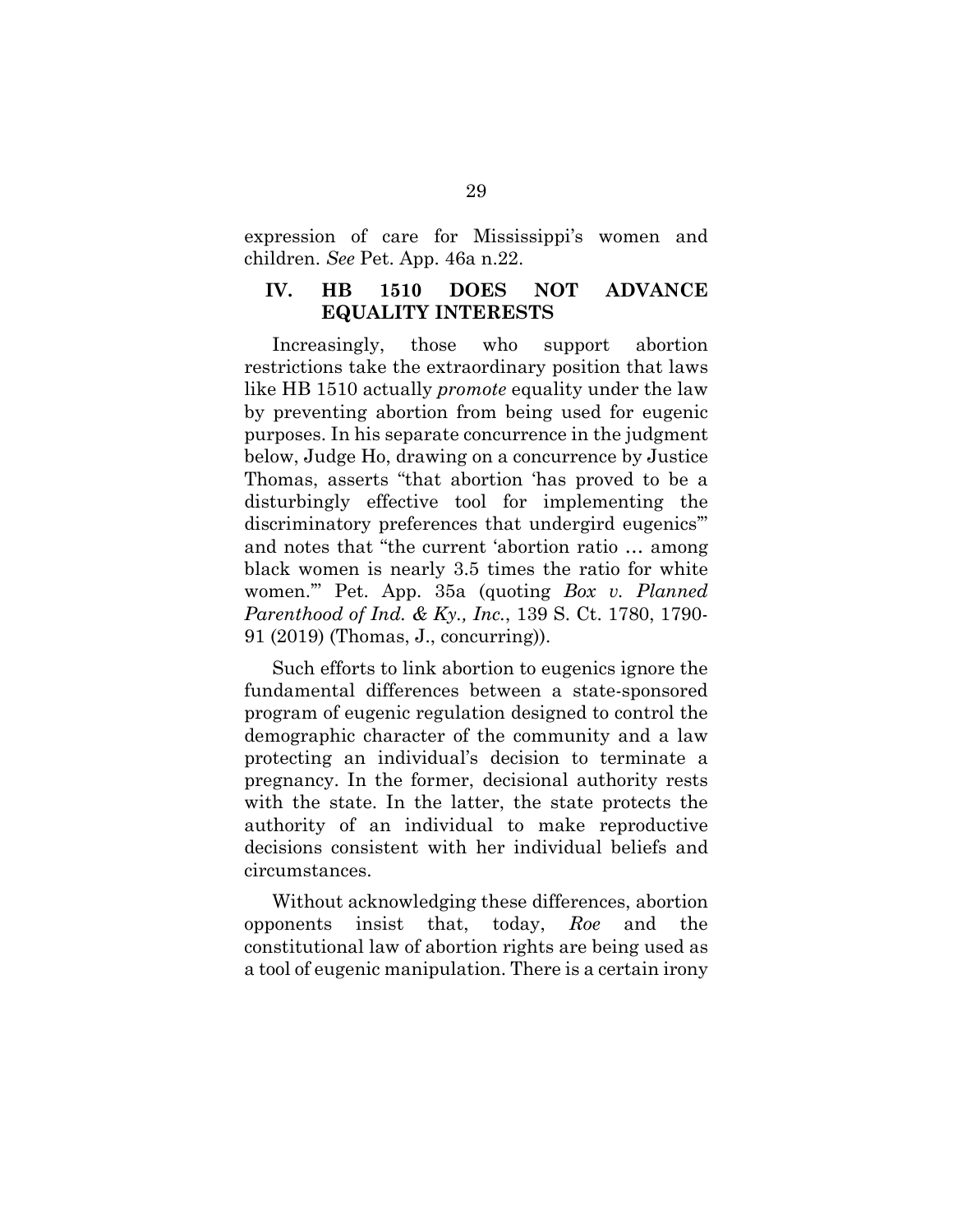expression of care for Mississippi's women and children. *See* Pet. App. 46a n.22.

## IV. HB 1510 DOES NOT ADVANCE EQUALITY INTERESTS

Increasingly, those who support abortion restrictions take the extraordinary position that laws like HB 1510 actually *promote* equality under the law by preventing abortion from being used for eugenic purposes. In his separate concurrence in the judgment below, Judge Ho, drawing on a concurrence by Justice Thomas, asserts "that abortion 'has proved to be a disturbingly effective tool for implementing the discriminatory preferences that undergird eugenics'" and notes that "the current 'abortion ratio … among black women is nearly 3.5 times the ratio for white women.'" Pet. App. 35a (quoting *Box v. Planned Parenthood of Ind. & Ky., Inc.*, 139 S. Ct. 1780, 1790-91 (2019) (Thomas, J., concurring)).

Such efforts to link abortion to eugenics ignore the fundamental differences between a state-sponsored program of eugenic regulation designed to control the demographic character of the community and a law protecting an individual's decision to terminate a pregnancy. In the former, decisional authority rests with the state. In the latter, the state protects the authority of an individual to make reproductive decisions consistent with her individual beliefs and circumstances.

Without acknowledging these differences, abortion opponents insist that, today, *Roe* and the constitutional law of abortion rights are being used as a tool of eugenic manipulation. There is a certain irony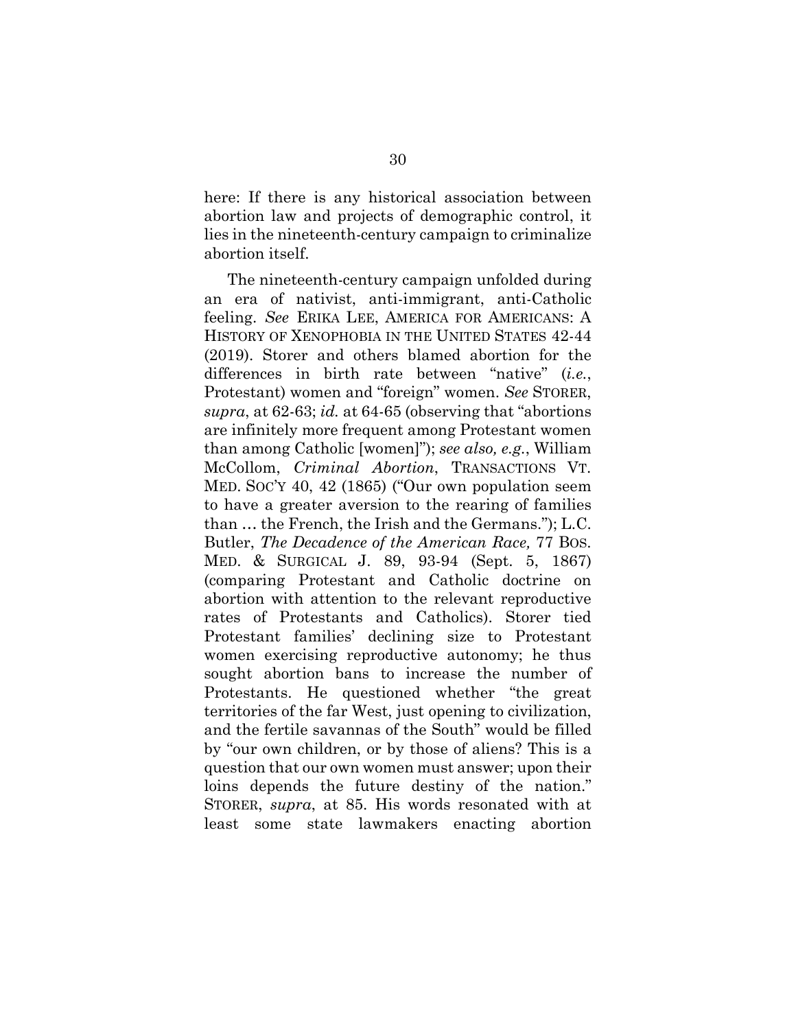here: If there is any historical association between abortion law and projects of demographic control, it lies in the nineteenth-century campaign to criminalize abortion itself.

The nineteenth-century campaign unfolded during an era of nativist, anti-immigrant, anti-Catholic feeling. *See* ERIKA LEE, AMERICA FOR AMERICANS: A HISTORY OF XENOPHOBIA IN THE UNITED STATES 42-44 (2019). Storer and others blamed abortion for the differences in birth rate between "native" (*i.e.*, Protestant) women and "foreign" women. *See* STORER, *supra*, at 62-63; *id.* at 64-65 (observing that "abortions are infinitely more frequent among Protestant women than among Catholic [women]"); *see also, e.g.*, William McCollom, *Criminal Abortion*, TRANSACTIONS VT. MED. SOC'Y 40, 42 (1865) ("Our own population seem to have a greater aversion to the rearing of families than … the French, the Irish and the Germans."); L.C. Butler, *The Decadence of the American Race,* 77 BOS. MED. & SURGICAL J. 89, 93-94 (Sept. 5, 1867) (comparing Protestant and Catholic doctrine on abortion with attention to the relevant reproductive rates of Protestants and Catholics). Storer tied Protestant families' declining size to Protestant women exercising reproductive autonomy; he thus sought abortion bans to increase the number of Protestants. He questioned whether "the great territories of the far West, just opening to civilization, and the fertile savannas of the South" would be filled by "our own children, or by those of aliens? This is a question that our own women must answer; upon their loins depends the future destiny of the nation." STORER, *supra*, at 85. His words resonated with at least some state lawmakers enacting abortion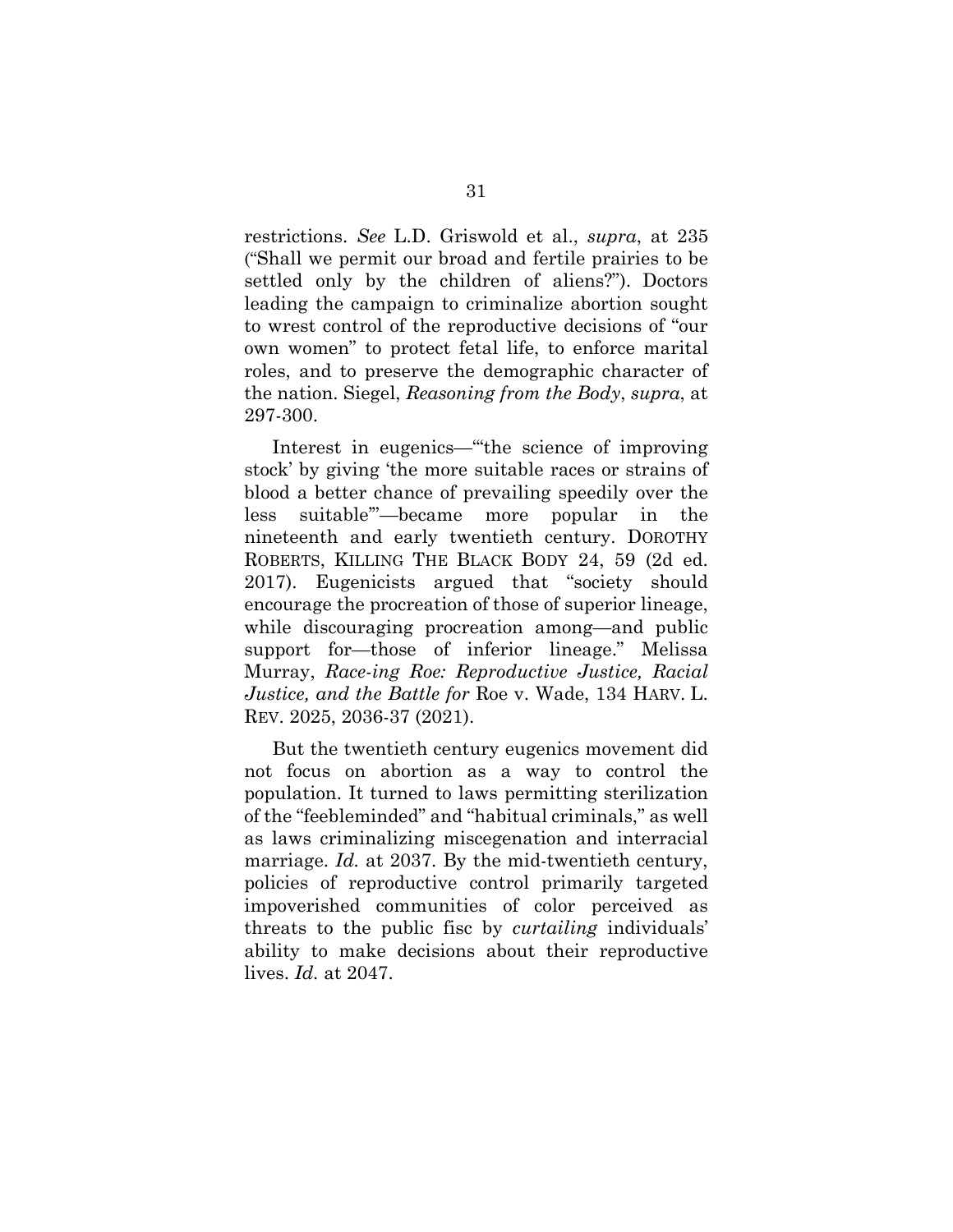restrictions. *See* L.D. Griswold et al., *supra*, at 235 ("Shall we permit our broad and fertile prairies to be settled only by the children of aliens?"). Doctors leading the campaign to criminalize abortion sought to wrest control of the reproductive decisions of "our own women" to protect fetal life, to enforce marital roles, and to preserve the demographic character of the nation. Siegel, *Reasoning from the Body*, *supra*, at 297-300.

Interest in eugenics—"'the science of improving stock' by giving 'the more suitable races or strains of blood a better chance of prevailing speedily over the less suitable'"—became more popular in the nineteenth and early twentieth century. DOROTHY ROBERTS, KILLING THE BLACK BODY 24, 59 (2d ed. 2017). Eugenicists argued that "society should encourage the procreation of those of superior lineage, while discouraging procreation among—and public support for—those of inferior lineage." Melissa Murray, *Race-ing Roe: Reproductive Justice, Racial Justice, and the Battle for* Roe v. Wade, 134 HARV. L. REV. 2025, 2036-37 (2021).

But the twentieth century eugenics movement did not focus on abortion as a way to control the population. It turned to laws permitting sterilization of the "feebleminded" and "habitual criminals," as well as laws criminalizing miscegenation and interracial marriage. *Id.* at 2037. By the mid-twentieth century, policies of reproductive control primarily targeted impoverished communities of color perceived as threats to the public fisc by *curtailing* individuals' ability to make decisions about their reproductive lives. *Id.* at 2047.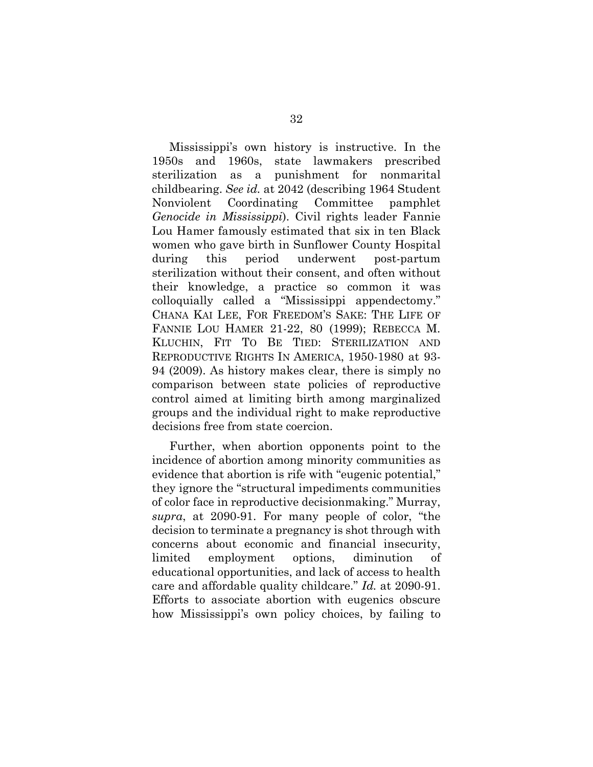Mississippi's own history is instructive. In the 1950s and 1960s, state lawmakers prescribed sterilization as a punishment for nonmarital childbearing. *See id.* at 2042 (describing 1964 Student Nonviolent Coordinating Committee pamphlet *Genocide in Mississippi*). Civil rights leader Fannie Lou Hamer famously estimated that six in ten Black women who gave birth in Sunflower County Hospital during this period underwent post-partum sterilization without their consent, and often without their knowledge, a practice so common it was colloquially called a "Mississippi appendectomy." CHANA KAI LEE, FOR FREEDOM'S SAKE: THE LIFE OF FANNIE LOU HAMER 21-22, 80 (1999); REBECCA M. KLUCHIN, FIT TO BE TIED: STERILIZATION AND REPRODUCTIVE RIGHTS IN AMERICA, 1950-1980 at 93-94 (2009). As history makes clear, there is simply no comparison between state policies of reproductive control aimed at limiting birth among marginalized groups and the individual right to make reproductive decisions free from state coercion.

Further, when abortion opponents point to the incidence of abortion among minority communities as evidence that abortion is rife with "eugenic potential," they ignore the "structural impediments communities of color face in reproductive decisionmaking." Murray, *supra*, at 2090-91. For many people of color, "the decision to terminate a pregnancy is shot through with concerns about economic and financial insecurity, limited employment options, diminution of educational opportunities, and lack of access to health care and affordable quality childcare." *Id.* at 2090-91. Efforts to associate abortion with eugenics obscure how Mississippi's own policy choices, by failing to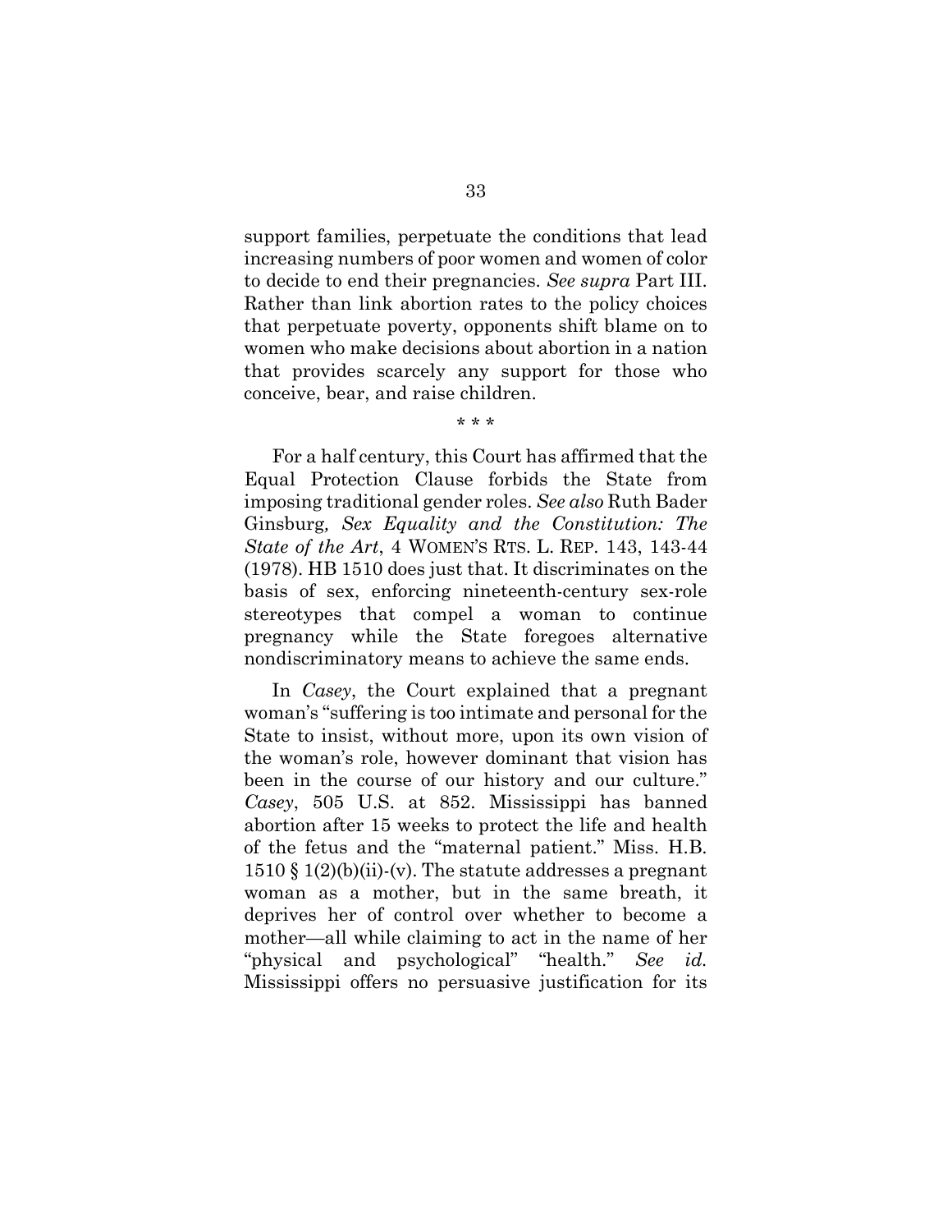support families, perpetuate the conditions that lead increasing numbers of poor women and women of color to decide to end their pregnancies. *See supra* Part III. Rather than link abortion rates to the policy choices that perpetuate poverty, opponents shift blame on to women who make decisions about abortion in a nation that provides scarcely any support for those who conceive, bear, and raise children.

\* \* \*

For a half century, this Court has affirmed that the Equal Protection Clause forbids the State from imposing traditional gender roles. *See also* Ruth Bader Ginsburg*, Sex Equality and the Constitution: The State of the Art*, 4 WOMEN'S RTS. L. REP. 143, 143-44 (1978). HB 1510 does just that. It discriminates on the basis of sex, enforcing nineteenth-century sex-role stereotypes that compel a woman to continue pregnancy while the State foregoes alternative nondiscriminatory means to achieve the same ends.

In *Casey*, the Court explained that a pregnant woman's "suffering is too intimate and personal for the State to insist, without more, upon its own vision of the woman's role, however dominant that vision has been in the course of our history and our culture." *Casey*, 505 U.S. at 852. Mississippi has banned abortion after 15 weeks to protect the life and health of the fetus and the "maternal patient." Miss. H.B. 1510 § 1(2)(b)(ii)-(v). The statute addresses a pregnant woman as a mother, but in the same breath, it deprives her of control over whether to become a mother—all while claiming to act in the name of her "physical and psychological" "health." *See id.* Mississippi offers no persuasive justification for its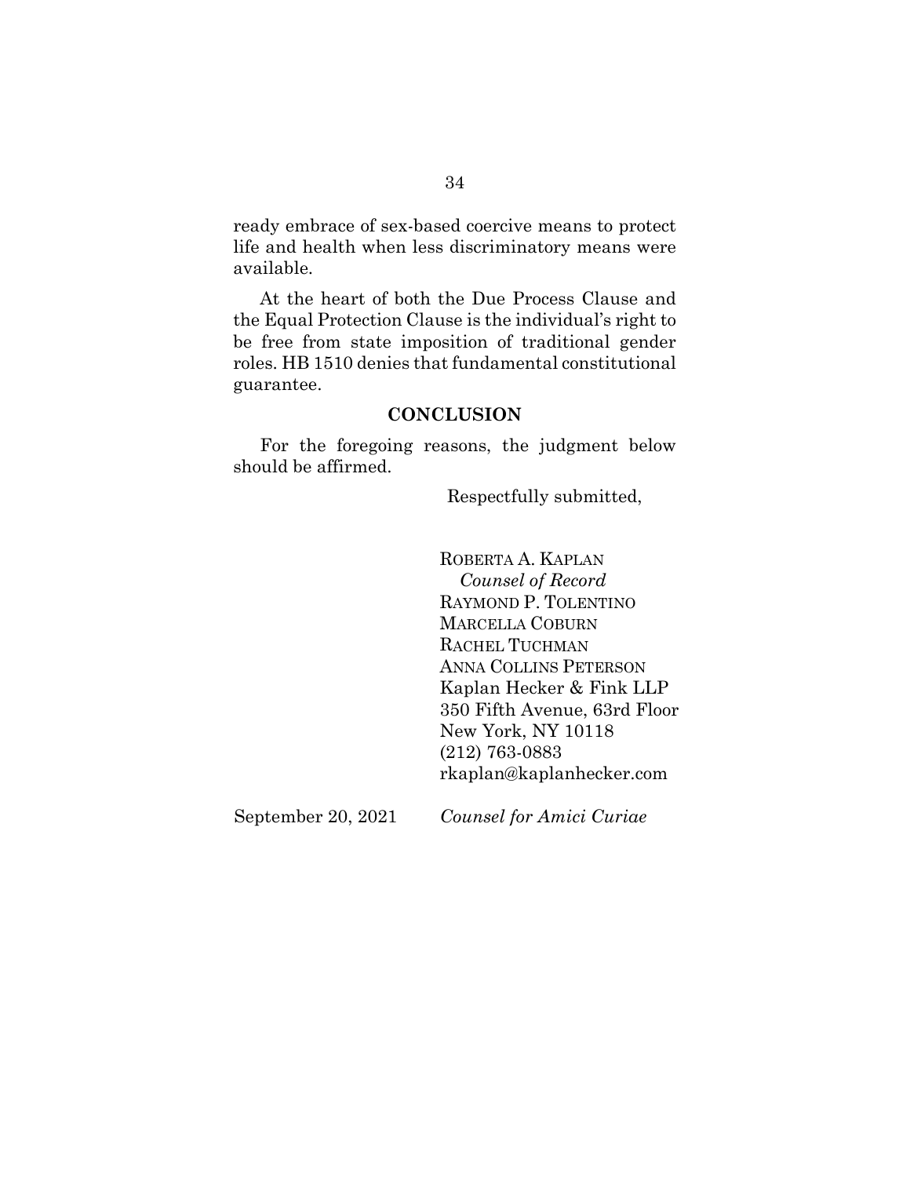ready embrace of sex-based coercive means to protect life and health when less discriminatory means were available.

At the heart of both the Due Process Clause and the Equal Protection Clause is the individual's right to be free from state imposition of traditional gender roles. HB 1510 denies that fundamental constitutional guarantee.

## CONCLUSION

For the foregoing reasons, the judgment below should be affirmed.

Respectfully submitted,

ROBERTA A. KAPLAN
*Counsel of Record*
RAYMOND P. TOLENTINO
MARCELLA COBURN
RACHEL TUCHMAN
ANNA COLLINS PETERSON
Kaplan Hecker & Fink LLP
350 Fifth Avenue, 63rd Floor
New York, NY 10118
(212) 763-0883
rkaplan@kaplanhecker.com

September 20, 2021

*Counsel for Amici Curiae*